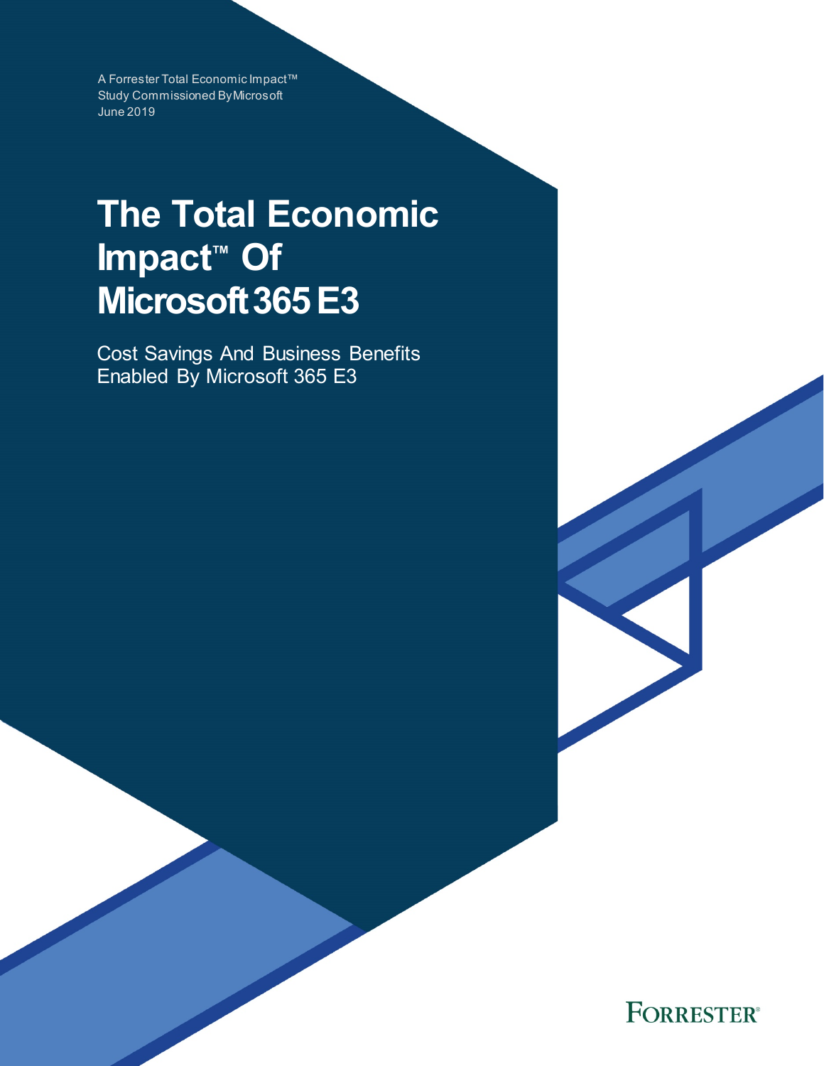A Forrester Total Economic Impact™
Study Commissioned By Microsoft
June 2019

# The Total Economic Impact™ Of Microsoft 365 E3

Cost Savings And Business Benefits Enabled By Microsoft 365 E3

FORRESTER®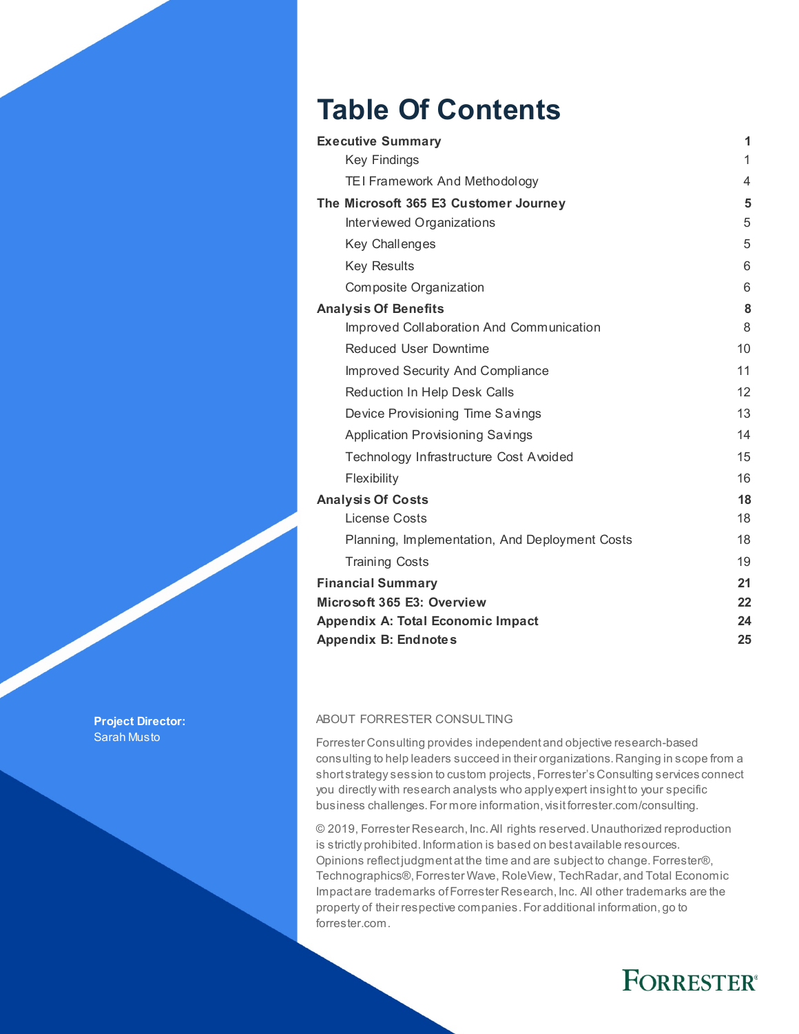# Table Of Contents

| | |
|---|---|
| **Executive Summary** | **1** |
| Key Findings | 1 |
| TEI Framework And Methodology | 4 |
| **The Microsoft 365 E3 Customer Journey** | **5** |
| Interviewed Organizations | 5 |
| Key Challenges | 5 |
| Key Results | 6 |
| Composite Organization | 6 |
| **Analysis Of Benefits** | **8** |
| Improved Collaboration And Communication | 8 |
| Reduced User Downtime | 10 |
| Improved Security And Compliance | 11 |
| Reduction In Help Desk Calls | 12 |
| Device Provisioning Time Savings | 13 |
| Application Provisioning Savings | 14 |
| Technology Infrastructure Cost Avoided | 15 |
| Flexibility | 16 |
| **Analysis Of Costs** | **18** |
| License Costs | 18 |
| Planning, Implementation, And Deployment Costs | 18 |
| Training Costs | 19 |
| **Financial Summary** | **21** |
| **Microsoft 365 E3: Overview** | **22** |
| **Appendix A: Total Economic Impact** | **24** |
| **Appendix B: Endnotes** | **25** |

**Project Director:**
Sarah Musto

ABOUT FORRESTER CONSULTING

Forrester Consulting provides independent and objective research-based consulting to help leaders succeed in their organizations. Ranging in scope from a short strategy session to custom projects, Forrester's Consulting services connect you directly with research analysts who apply expert insight to your specific business challenges. For more information, visit forrester.com/consulting.

© 2019, Forrester Research, Inc. All rights reserved. Unauthorized reproduction is strictly prohibited. Information is based on best available resources. Opinions reflect judgment at the time and are subject to change. Forrester®, Technographics®, Forrester Wave, RoleView, TechRadar, and Total Economic Impact are trademarks of Forrester Research, Inc. All other trademarks are the property of their respective companies. For additional information, go to forrester.com.

FORRESTER®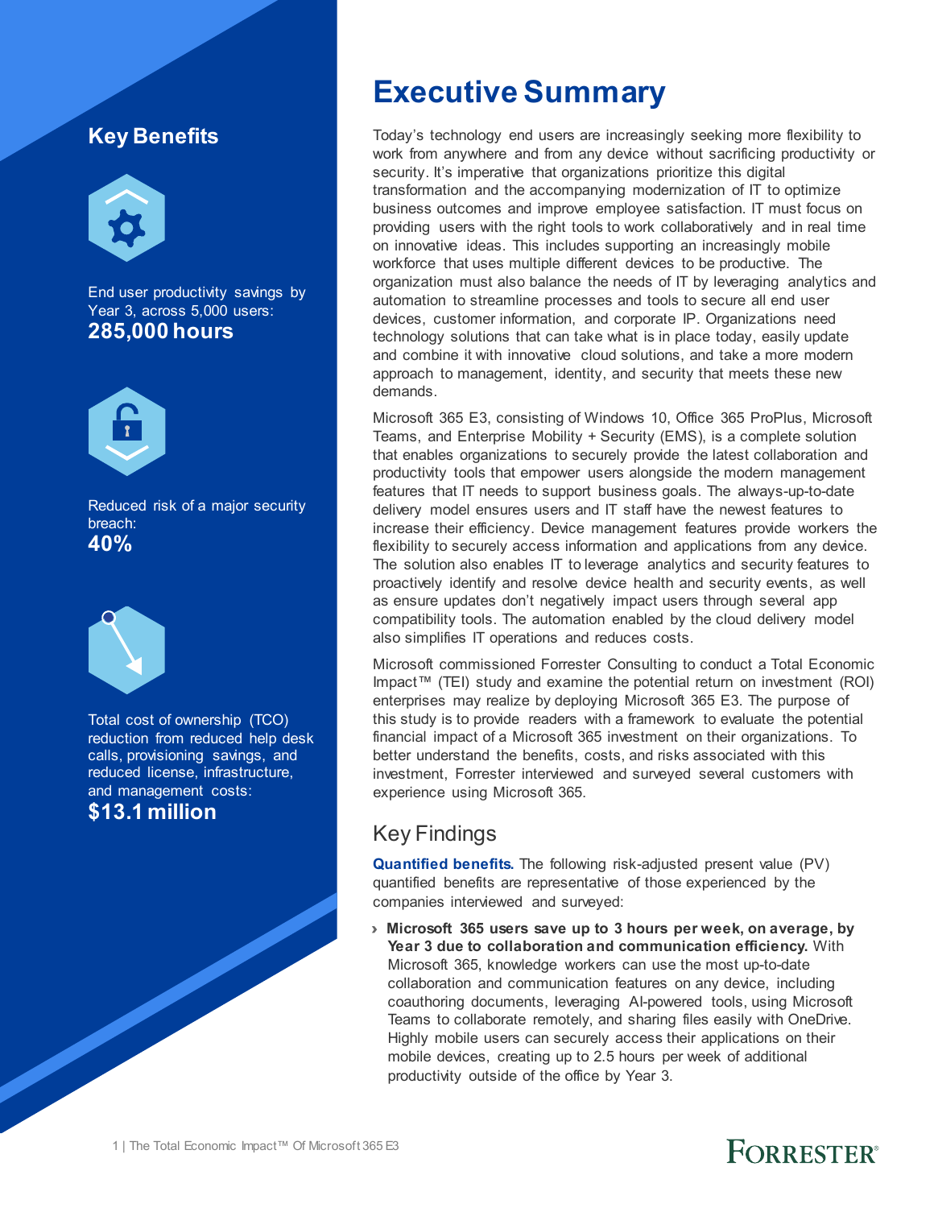## Key Benefits

End user productivity savings by Year 3, across 5,000 users:
**285,000 hours**

Reduced risk of a major security breach:
**40%**

Total cost of ownership (TCO) reduction from reduced help desk calls, provisioning savings, and reduced license, infrastructure, and management costs:
**$13.1 million**

# Executive Summary

Today's technology end users are increasingly seeking more flexibility to work from anywhere and from any device without sacrificing productivity or security. It's imperative that organizations prioritize this digital transformation and the accompanying modernization of IT to optimize business outcomes and improve employee satisfaction. IT must focus on providing users with the right tools to work collaboratively and in real time on innovative ideas. This includes supporting an increasingly mobile workforce that uses multiple different devices to be productive. The organization must also balance the needs of IT by leveraging analytics and automation to streamline processes and tools to secure all end user devices, customer information, and corporate IP. Organizations need technology solutions that can take what is in place today, easily update and combine it with innovative cloud solutions, and take a more modern approach to management, identity, and security that meets these new demands.

Microsoft 365 E3, consisting of Windows 10, Office 365 ProPlus, Microsoft Teams, and Enterprise Mobility + Security (EMS), is a complete solution that enables organizations to securely provide the latest collaboration and productivity tools that empower users alongside the modern management features that IT needs to support business goals. The always-up-to-date delivery model ensures users and IT staff have the newest features to increase their efficiency. Device management features provide workers the flexibility to securely access information and applications from any device. The solution also enables IT to leverage analytics and security features to proactively identify and resolve device health and security events, as well as ensure updates don't negatively impact users through several app compatibility tools. The automation enabled by the cloud delivery model also simplifies IT operations and reduces costs.

Microsoft commissioned Forrester Consulting to conduct a Total Economic Impact™ (TEI) study and examine the potential return on investment (ROI) enterprises may realize by deploying Microsoft 365 E3. The purpose of this study is to provide readers with a framework to evaluate the potential financial impact of a Microsoft 365 investment on their organizations. To better understand the benefits, costs, and risks associated with this investment, Forrester interviewed and surveyed several customers with experience using Microsoft 365.

## Key Findings

**Quantified benefits.** The following risk-adjusted present value (PV) quantified benefits are representative of those experienced by the companies interviewed and surveyed:

- **Microsoft 365 users save up to 3 hours per week, on average, by Year 3 due to collaboration and communication efficiency.** With Microsoft 365, knowledge workers can use the most up-to-date collaboration and communication features on any device, including coauthoring documents, leveraging AI-powered tools, using Microsoft Teams to collaborate remotely, and sharing files easily with OneDrive. Highly mobile users can securely access their applications on their mobile devices, creating up to 2.5 hours per week of additional productivity outside of the office by Year 3.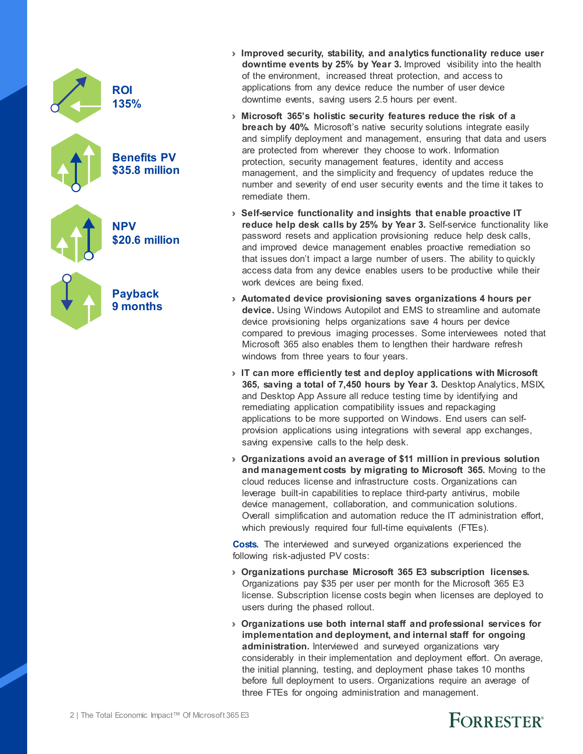**ROI**
**135%**

**Benefits PV**
**$35.8 million**

**NPV**
**$20.6 million**

**Payback**
**9 months**

- **Improved security, stability, and analytics functionality reduce user downtime events by 25% by Year 3.** Improved visibility into the health of the environment, increased threat protection, and access to applications from any device reduce the number of user device downtime events, saving users 2.5 hours per event.
- **Microsoft 365's holistic security features reduce the risk of a breach by 40%.** Microsoft's native security solutions integrate easily and simplify deployment and management, ensuring that data and users are protected from wherever they choose to work. Information protection, security management features, identity and access management, and the simplicity and frequency of updates reduce the number and severity of end user security events and the time it takes to remediate them.
- **Self-service functionality and insights that enable proactive IT reduce help desk calls by 25% by Year 3.** Self-service functionality like password resets and application provisioning reduce help desk calls, and improved device management enables proactive remediation so that issues don't impact a large number of users. The ability to quickly access data from any device enables users to be productive while their work devices are being fixed.
- **Automated device provisioning saves organizations 4 hours per device.** Using Windows Autopilot and EMS to streamline and automate device provisioning helps organizations save 4 hours per device compared to previous imaging processes. Some interviewees noted that Microsoft 365 also enables them to lengthen their hardware refresh windows from three years to four years.
- **IT can more efficiently test and deploy applications with Microsoft 365, saving a total of 7,450 hours by Year 3.** Desktop Analytics, MSIX, and Desktop App Assure all reduce testing time by identifying and remediating application compatibility issues and repackaging applications to be more supported on Windows. End users can self-provision applications using integrations with several app exchanges, saving expensive calls to the help desk.
- **Organizations avoid an average of $11 million in previous solution and management costs by migrating to Microsoft 365.** Moving to the cloud reduces license and infrastructure costs. Organizations can leverage built-in capabilities to replace third-party antivirus, mobile device management, collaboration, and communication solutions. Overall simplification and automation reduce the IT administration effort, which previously required four full-time equivalents (FTEs).

**Costs.** The interviewed and surveyed organizations experienced the following risk-adjusted PV costs:

- **Organizations purchase Microsoft 365 E3 subscription licenses.** Organizations pay $35 per user per month for the Microsoft 365 E3 license. Subscription license costs begin when licenses are deployed to users during the phased rollout.
- **Organizations use both internal staff and professional services for implementation and deployment, and internal staff for ongoing administration.** Interviewed and surveyed organizations vary considerably in their implementation and deployment effort. On average, the initial planning, testing, and deployment phase takes 10 months before full deployment to users. Organizations require an average of three FTEs for ongoing administration and management.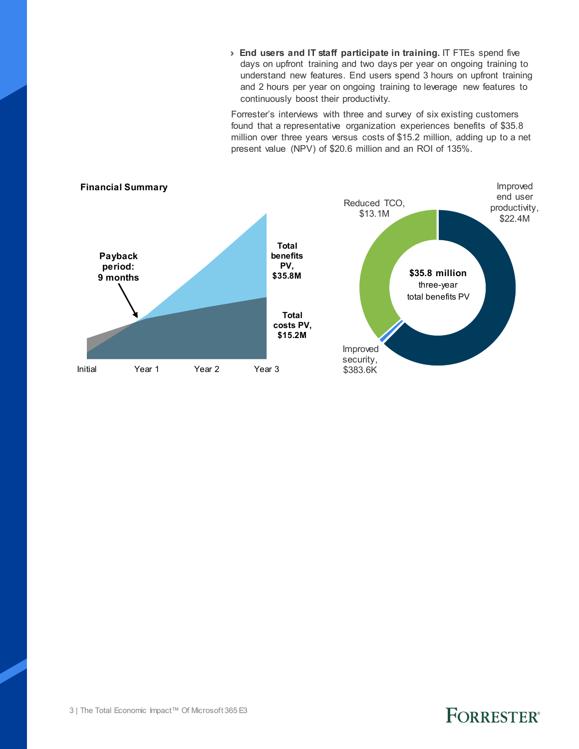- **End users and IT staff participate in training.** IT FTEs spend five days on upfront training and two days per year on ongoing training to understand new features. End users spend 3 hours on upfront training and 2 hours per year on ongoing training to leverage new features to continuously boost their productivity.

Forrester's interviews with three and survey of six existing customers found that a representative organization experiences benefits of $35.8 million over three years versus costs of $15.2 million, adding up to a net present value (NPV) of $20.6 million and an ROI of 135%.

**Financial Summary**

**Payback period: 9 months**

**Total benefits PV, $35.8M**

**Total costs PV, $15.2M**

Initial | Year 1 | Year 2 | Year 3

**$35.8 million** three-year total benefits PV

- Improved end user productivity, $22.4M
- Reduced TCO, $13.1M
- Improved security, $383.6K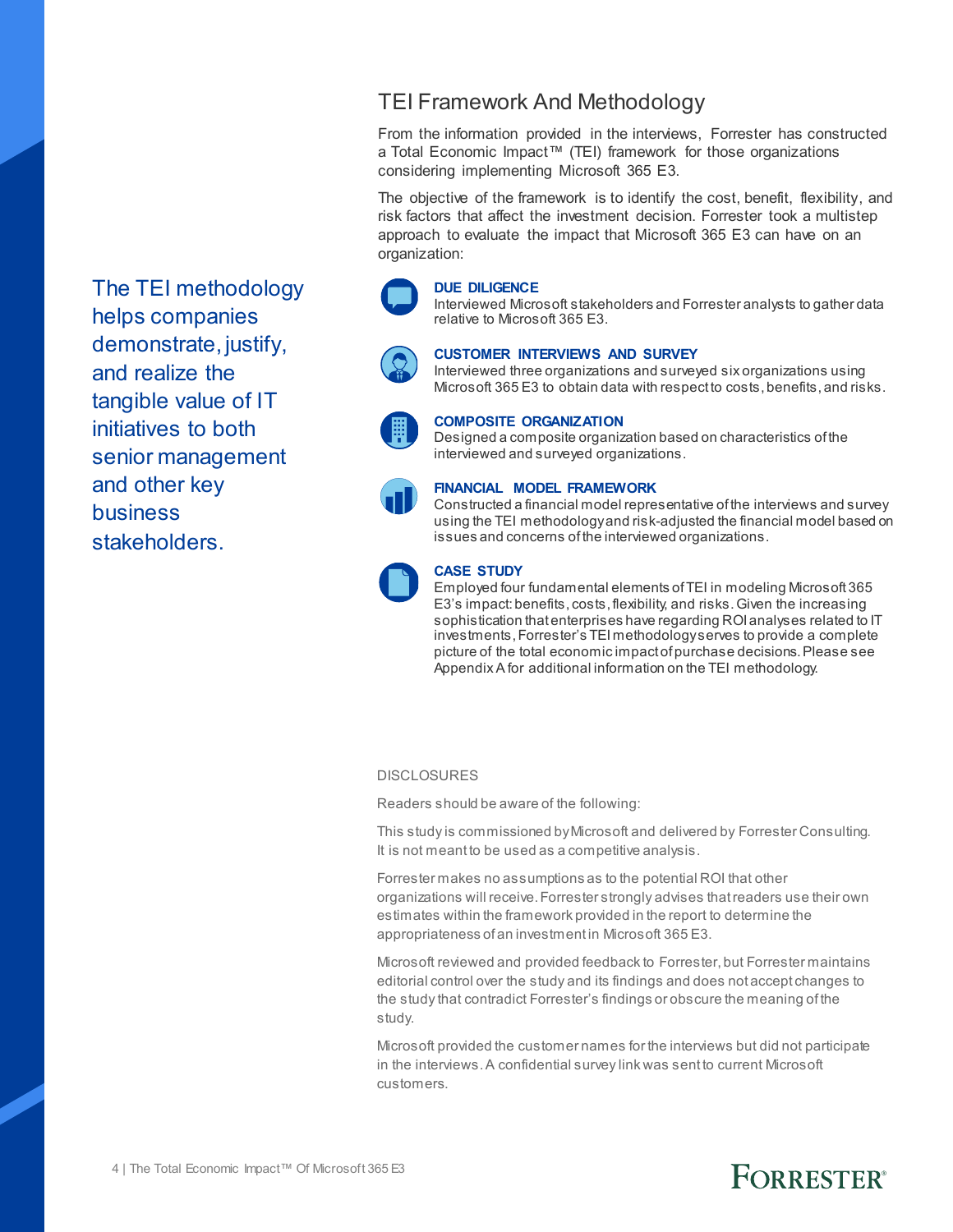## TEI Framework And Methodology

From the information provided in the interviews, Forrester has constructed a Total Economic Impact™ (TEI) framework for those organizations considering implementing Microsoft 365 E3.

The objective of the framework is to identify the cost, benefit, flexibility, and risk factors that affect the investment decision. Forrester took a multistep approach to evaluate the impact that Microsoft 365 E3 can have on an organization:

The TEI methodology helps companies demonstrate, justify, and realize the tangible value of IT initiatives to both senior management and other key business stakeholders.

**DUE DILIGENCE**
Interviewed Microsoft stakeholders and Forrester analysts to gather data relative to Microsoft 365 E3.

**CUSTOMER INTERVIEWS AND SURVEY**
Interviewed three organizations and surveyed six organizations using Microsoft 365 E3 to obtain data with respect to costs, benefits, and risks.

**COMPOSITE ORGANIZATION**
Designed a composite organization based on characteristics of the interviewed and surveyed organizations.

**FINANCIAL MODEL FRAMEWORK**
Constructed a financial model representative of the interviews and survey using the TEI methodology and risk-adjusted the financial model based on issues and concerns of the interviewed organizations.

**CASE STUDY**
Employed four fundamental elements of TEI in modeling Microsoft 365 E3's impact: benefits, costs, flexibility, and risks. Given the increasing sophistication that enterprises have regarding ROI analyses related to IT investments, Forrester's TEI methodology serves to provide a complete picture of the total economic impact of purchase decisions. Please see Appendix A for additional information on the TEI methodology.

### DISCLOSURES

Readers should be aware of the following:

This study is commissioned by Microsoft and delivered by Forrester Consulting. It is not meant to be used as a competitive analysis.

Forrester makes no assumptions as to the potential ROI that other organizations will receive. Forrester strongly advises that readers use their own estimates within the framework provided in the report to determine the appropriateness of an investment in Microsoft 365 E3.

Microsoft reviewed and provided feedback to Forrester, but Forrester maintains editorial control over the study and its findings and does not accept changes to the study that contradict Forrester's findings or obscure the meaning of the study.

Microsoft provided the customer names for the interviews but did not participate in the interviews. A confidential survey link was sent to current Microsoft customers.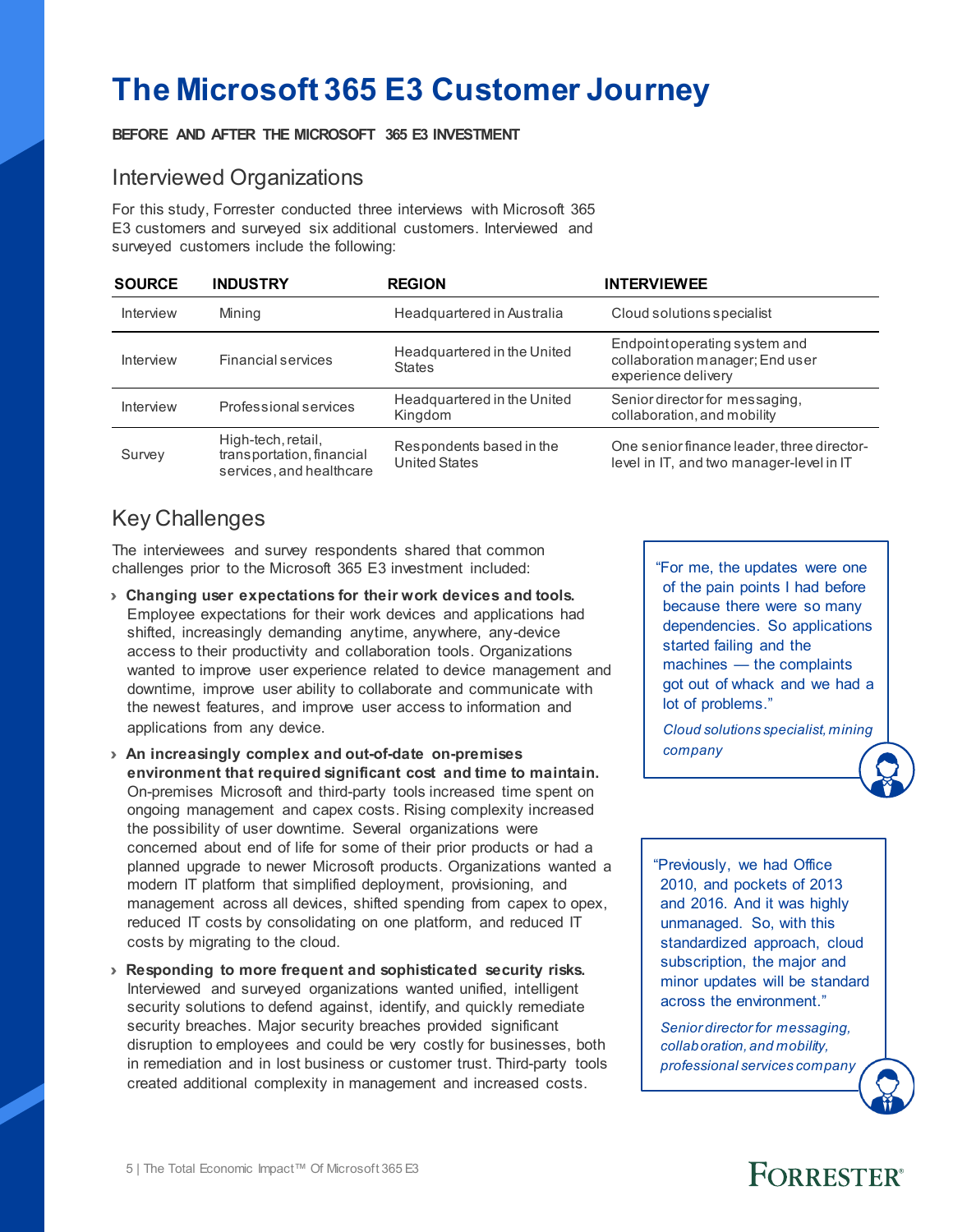# The Microsoft 365 E3 Customer Journey

**BEFORE AND AFTER THE MICROSOFT 365 E3 INVESTMENT**

## Interviewed Organizations

For this study, Forrester conducted three interviews with Microsoft 365 E3 customers and surveyed six additional customers. Interviewed and surveyed customers include the following:

| SOURCE | INDUSTRY | REGION | INTERVIEWEE |
|---|---|---|---|
| Interview | Mining | Headquartered in Australia | Cloud solutions specialist |
| Interview | Financial services | Headquartered in the United States | Endpoint operating system and collaboration manager; End user experience delivery |
| Interview | Professional services | Headquartered in the United Kingdom | Senior director for messaging, collaboration, and mobility |
| Survey | High-tech, retail, transportation, financial services, and healthcare | Respondents based in the United States | One senior finance leader, three director-level in IT, and two manager-level in IT |

## Key Challenges

The interviewees and survey respondents shared that common challenges prior to the Microsoft 365 E3 investment included:

- **Changing user expectations for their work devices and tools.** Employee expectations for their work devices and applications had shifted, increasingly demanding anytime, anywhere, any-device access to their productivity and collaboration tools. Organizations wanted to improve user experience related to device management and downtime, improve user ability to collaborate and communicate with the newest features, and improve user access to information and applications from any device.
- **An increasingly complex and out-of-date on-premises environment that required significant cost and time to maintain.** On-premises Microsoft and third-party tools increased time spent on ongoing management and capex costs. Rising complexity increased the possibility of user downtime. Several organizations were concerned about end of life for some of their prior products or had a planned upgrade to newer Microsoft products. Organizations wanted a modern IT platform that simplified deployment, provisioning, and management across all devices, shifted spending from capex to opex, reduced IT costs by consolidating on one platform, and reduced IT costs by migrating to the cloud.
- **Responding to more frequent and sophisticated security risks.** Interviewed and surveyed organizations wanted unified, intelligent security solutions to defend against, identify, and quickly remediate security breaches. Major security breaches provided significant disruption to employees and could be very costly for businesses, both in remediation and in lost business or customer trust. Third-party tools created additional complexity in management and increased costs.

> "For me, the updates were one of the pain points I had before because there were so many dependencies. So applications started failing and the machines — the complaints got out of whack and we had a lot of problems."
>
> *Cloud solutions specialist, mining company*

> "Previously, we had Office 2010, and pockets of 2013 and 2016. And it was highly unmanaged. So, with this standardized approach, cloud subscription, the major and minor updates will be standard across the environment."
>
> *Senior director for messaging, collaboration, and mobility, professional services company*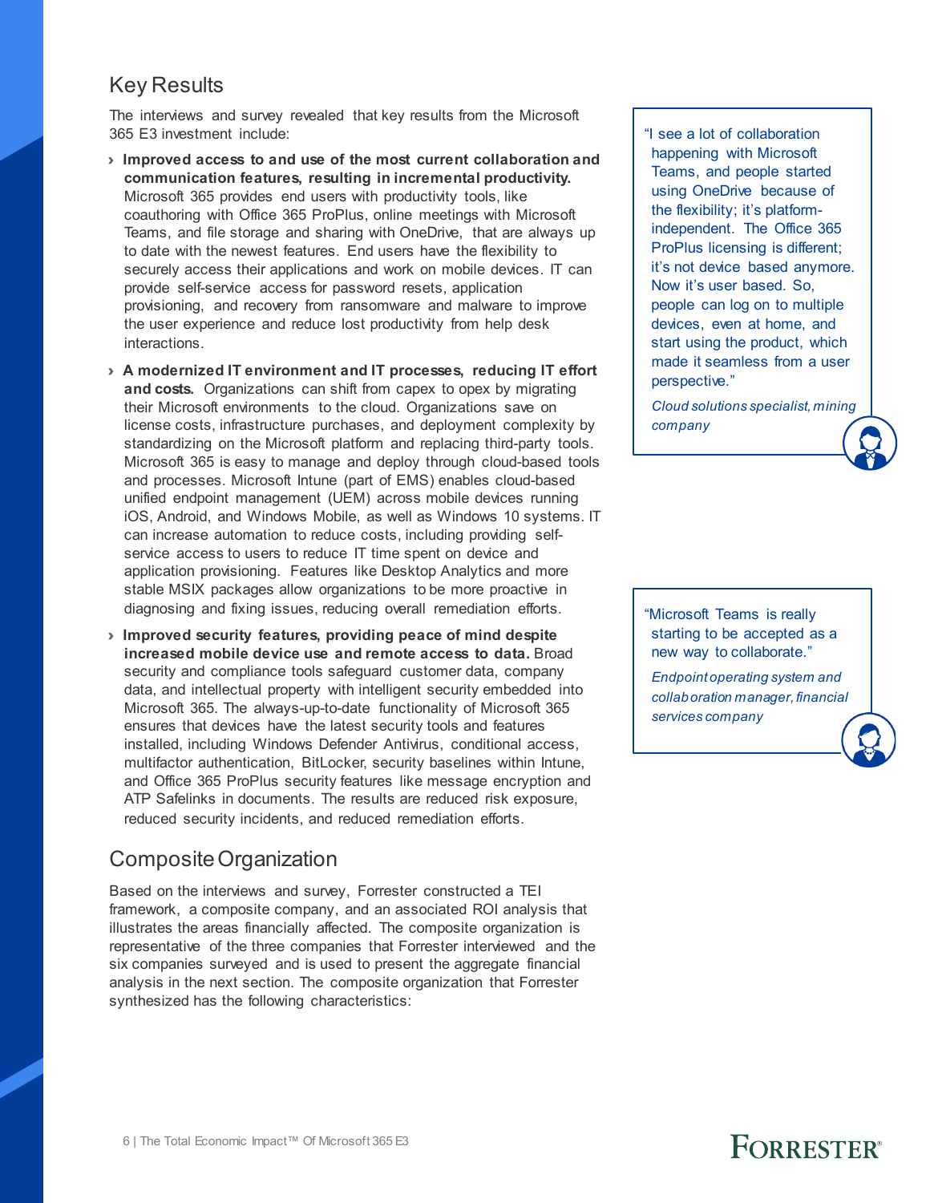## Key Results

The interviews and survey revealed that key results from the Microsoft 365 E3 investment include:

- **Improved access to and use of the most current collaboration and communication features, resulting in incremental productivity.** Microsoft 365 provides end users with productivity tools, like coauthoring with Office 365 ProPlus, online meetings with Microsoft Teams, and file storage and sharing with OneDrive, that are always up to date with the newest features. End users have the flexibility to securely access their applications and work on mobile devices. IT can provide self-service access for password resets, application provisioning, and recovery from ransomware and malware to improve the user experience and reduce lost productivity from help desk interactions.
- **A modernized IT environment and IT processes, reducing IT effort and costs.** Organizations can shift from capex to opex by migrating their Microsoft environments to the cloud. Organizations save on license costs, infrastructure purchases, and deployment complexity by standardizing on the Microsoft platform and replacing third-party tools. Microsoft 365 is easy to manage and deploy through cloud-based tools and processes. Microsoft Intune (part of EMS) enables cloud-based unified endpoint management (UEM) across mobile devices running iOS, Android, and Windows Mobile, as well as Windows 10 systems. IT can increase automation to reduce costs, including providing self-service access to users to reduce IT time spent on device and application provisioning. Features like Desktop Analytics and more stable MSIX packages allow organizations to be more proactive in diagnosing and fixing issues, reducing overall remediation efforts.
- **Improved security features, providing peace of mind despite increased mobile device use and remote access to data.** Broad security and compliance tools safeguard customer data, company data, and intellectual property with intelligent security embedded into Microsoft 365. The always-up-to-date functionality of Microsoft 365 ensures that devices have the latest security tools and features installed, including Windows Defender Antivirus, conditional access, multifactor authentication, BitLocker, security baselines within Intune, and Office 365 ProPlus security features like message encryption and ATP Safelinks in documents. The results are reduced risk exposure, reduced security incidents, and reduced remediation efforts.

> "I see a lot of collaboration happening with Microsoft Teams, and people started using OneDrive because of the flexibility; it's platform-independent. The Office 365 ProPlus licensing is different; it's not device based anymore. Now it's user based. So, people can log on to multiple devices, even at home, and start using the product, which made it seamless from a user perspective."
>
> *Cloud solutions specialist, mining company*

> "Microsoft Teams is really starting to be accepted as a new way to collaborate."
>
> *Endpoint operating system and collaboration manager, financial services company*

## Composite Organization

Based on the interviews and survey, Forrester constructed a TEI framework, a composite company, and an associated ROI analysis that illustrates the areas financially affected. The composite organization is representative of the three companies that Forrester interviewed and the six companies surveyed and is used to present the aggregate financial analysis in the next section. The composite organization that Forrester synthesized has the following characteristics: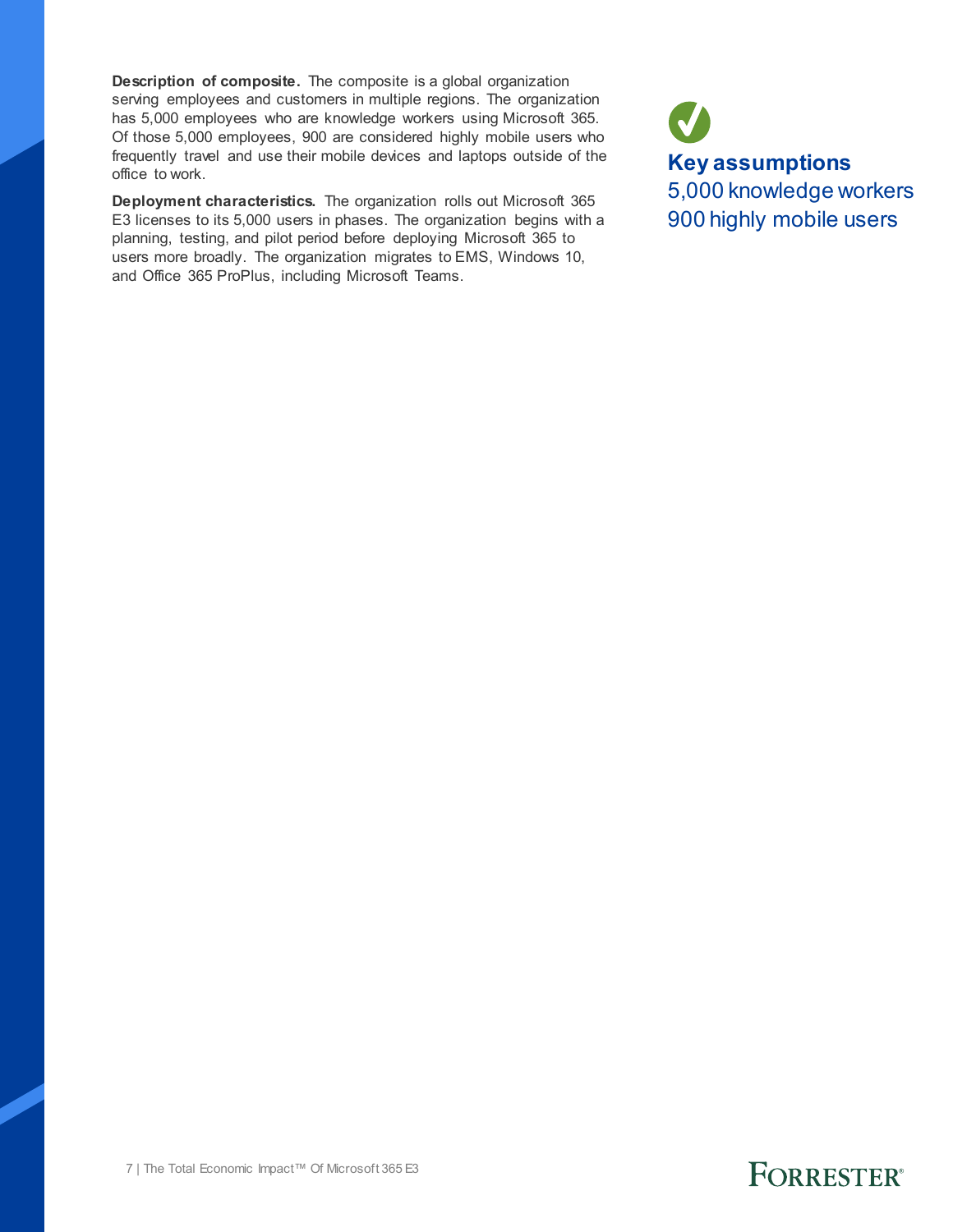**Description of composite.** The composite is a global organization serving employees and customers in multiple regions. The organization has 5,000 employees who are knowledge workers using Microsoft 365. Of those 5,000 employees, 900 are considered highly mobile users who frequently travel and use their mobile devices and laptops outside of the office to work.

**Deployment characteristics.** The organization rolls out Microsoft 365 E3 licenses to its 5,000 users in phases. The organization begins with a planning, testing, and pilot period before deploying Microsoft 365 to users more broadly. The organization migrates to EMS, Windows 10, and Office 365 ProPlus, including Microsoft Teams.

**Key assumptions**

5,000 knowledge workers

900 highly mobile users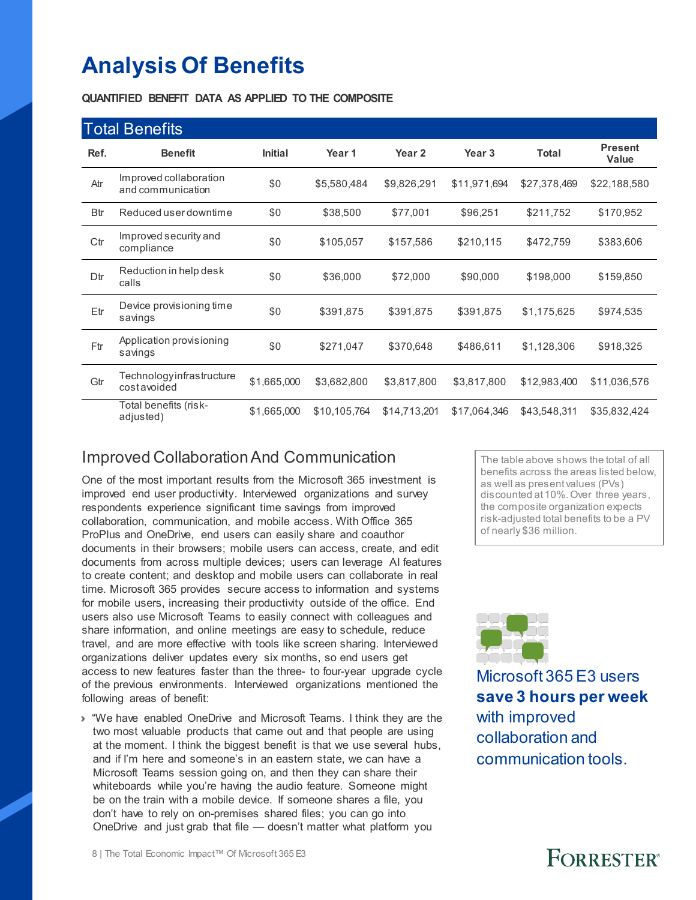# Analysis Of Benefits

**QUANTIFIED BENEFIT DATA AS APPLIED TO THE COMPOSITE**

| Total Benefits | | | | | | | |
|---|---|---|---|---|---|---|---|
| **Ref.** | **Benefit** | **Initial** | **Year 1** | **Year 2** | **Year 3** | **Total** | **Present Value** |
| Atr | Improved collaboration and communication | $0 | $5,580,484 | $9,826,291 | $11,971,694 | $27,378,469 | $22,188,580 |
| Btr | Reduced user downtime | $0 | $38,500 | $77,001 | $96,251 | $211,752 | $170,952 |
| Ctr | Improved security and compliance | $0 | $105,057 | $157,586 | $210,115 | $472,759 | $383,606 |
| Dtr | Reduction in help desk calls | $0 | $36,000 | $72,000 | $90,000 | $198,000 | $159,850 |
| Etr | Device provisioning time savings | $0 | $391,875 | $391,875 | $391,875 | $1,175,625 | $974,535 |
| Ftr | Application provisioning savings | $0 | $271,047 | $370,648 | $486,611 | $1,128,306 | $918,325 |
| Gtr | Technology infrastructure cost avoided | $1,665,000 | $3,682,800 | $3,817,800 | $3,817,800 | $12,983,400 | $11,036,576 |
| | Total benefits (risk-adjusted) | $1,665,000 | $10,105,764 | $14,713,201 | $17,064,346 | $43,548,311 | $35,832,424 |

The table above shows the total of all benefits across the areas listed below, as well as present values (PVs) discounted at 10%. Over three years, the composite organization expects risk-adjusted total benefits to be a PV of nearly $36 million.

## Improved Collaboration And Communication

One of the most important results from the Microsoft 365 investment is improved end user productivity. Interviewed organizations and survey respondents experience significant time savings from improved collaboration, communication, and mobile access. With Office 365 ProPlus and OneDrive, end users can easily share and coauthor documents in their browsers; mobile users can access, create, and edit documents from across multiple devices; users can leverage AI features to create content; and desktop and mobile users can collaborate in real time. Microsoft 365 provides secure access to information and systems for mobile users, increasing their productivity outside of the office. End users also use Microsoft Teams to easily connect with colleagues and share information, and online meetings are easy to schedule, reduce travel, and are more effective with tools like screen sharing. Interviewed organizations deliver updates every six months, so end users get access to new features faster than the three- to four-year upgrade cycle of the previous environments. Interviewed organizations mentioned the following areas of benefit:

- "We have enabled OneDrive and Microsoft Teams. I think they are the two most valuable products that came out and that people are using at the moment. I think the biggest benefit is that we use several hubs, and if I'm here and someone's in an eastern state, we can have a Microsoft Teams session going on, and then they can share their whiteboards while you're having the audio feature. Someone might be on the train with a mobile device. If someone shares a file, you don't have to rely on on-premises shared files; you can go into OneDrive and just grab that file — doesn't matter what platform you

Microsoft 365 E3 users **save 3 hours per week** with improved collaboration and communication tools.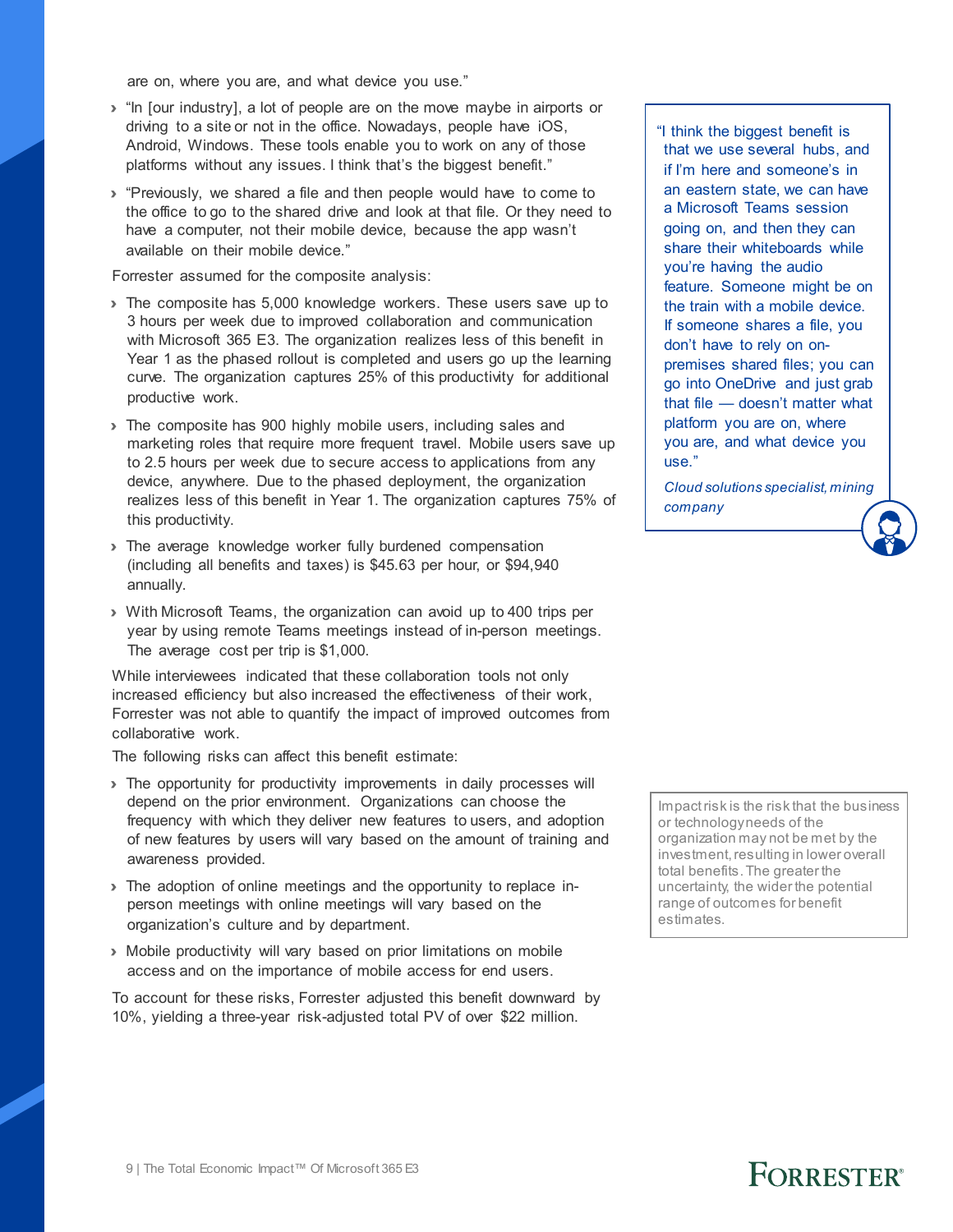are on, where you are, and what device you use."

- "In [our industry], a lot of people are on the move maybe in airports or driving to a site or not in the office. Nowadays, people have iOS, Android, Windows. These tools enable you to work on any of those platforms without any issues. I think that's the biggest benefit."
- "Previously, we shared a file and then people would have to come to the office to go to the shared drive and look at that file. Or they need to have a computer, not their mobile device, because the app wasn't available on their mobile device."

Forrester assumed for the composite analysis:

- The composite has 5,000 knowledge workers. These users save up to 3 hours per week due to improved collaboration and communication with Microsoft 365 E3. The organization realizes less of this benefit in Year 1 as the phased rollout is completed and users go up the learning curve. The organization captures 25% of this productivity for additional productive work.
- The composite has 900 highly mobile users, including sales and marketing roles that require more frequent travel. Mobile users save up to 2.5 hours per week due to secure access to applications from any device, anywhere. Due to the phased deployment, the organization realizes less of this benefit in Year 1. The organization captures 75% of this productivity.
- The average knowledge worker fully burdened compensation (including all benefits and taxes) is $45.63 per hour, or $94,940 annually.
- With Microsoft Teams, the organization can avoid up to 400 trips per year by using remote Teams meetings instead of in-person meetings. The average cost per trip is $1,000.

While interviewees indicated that these collaboration tools not only increased efficiency but also increased the effectiveness of their work, Forrester was not able to quantify the impact of improved outcomes from collaborative work.

The following risks can affect this benefit estimate:

- The opportunity for productivity improvements in daily processes will depend on the prior environment. Organizations can choose the frequency with which they deliver new features to users, and adoption of new features by users will vary based on the amount of training and awareness provided.
- The adoption of online meetings and the opportunity to replace in-person meetings with online meetings will vary based on the organization's culture and by department.
- Mobile productivity will vary based on prior limitations on mobile access and on the importance of mobile access for end users.

To account for these risks, Forrester adjusted this benefit downward by 10%, yielding a three-year risk-adjusted total PV of over $22 million.

"I think the biggest benefit is that we use several hubs, and if I'm here and someone's in an eastern state, we can have a Microsoft Teams session going on, and then they can share their whiteboards while you're having the audio feature. Someone might be on the train with a mobile device. If someone shares a file, you don't have to rely on on-premises shared files; you can go into OneDrive and just grab that file — doesn't matter what platform you are on, where you are, and what device you use."

*Cloud solutions specialist, mining company*

Impact risk is the risk that the business or technology needs of the organization may not be met by the investment, resulting in lower overall total benefits. The greater the uncertainty, the wider the potential range of outcomes for benefit estimates.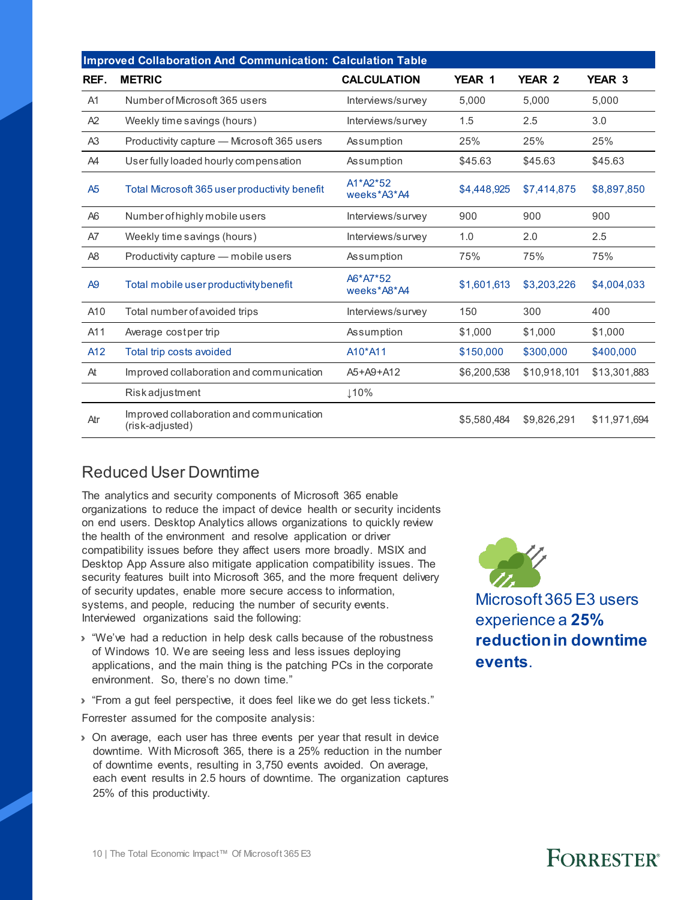| Improved Collaboration And Communication: Calculation Table | | | | | |
|---|---|---|---|---|---|
| **REF.** | **METRIC** | **CALCULATION** | **YEAR 1** | **YEAR 2** | **YEAR 3** |
| A1 | Number of Microsoft 365 users | Interviews/survey | 5,000 | 5,000 | 5,000 |
| A2 | Weekly time savings (hours) | Interviews/survey | 1.5 | 2.5 | 3.0 |
| A3 | Productivity capture — Microsoft 365 users | Assumption | 25% | 25% | 25% |
| A4 | User fully loaded hourly compensation | Assumption | $45.63 | $45.63 | $45.63 |
| A5 | Total Microsoft 365 user productivity benefit | A1*A2*52 weeks*A3*A4 | $4,448,925 | $7,414,875 | $8,897,850 |
| A6 | Number of highly mobile users | Interviews/survey | 900 | 900 | 900 |
| A7 | Weekly time savings (hours) | Interviews/survey | 1.0 | 2.0 | 2.5 |
| A8 | Productivity capture — mobile users | Assumption | 75% | 75% | 75% |
| A9 | Total mobile user productivity benefit | A6*A7*52 weeks*A8*A4 | $1,601,613 | $3,203,226 | $4,004,033 |
| A10 | Total number of avoided trips | Interviews/survey | 150 | 300 | 400 |
| A11 | Average cost per trip | Assumption | $1,000 | $1,000 | $1,000 |
| A12 | Total trip costs avoided | A10*A11 | $150,000 | $300,000 | $400,000 |
| At | Improved collaboration and communication | A5+A9+A12 | $6,200,538 | $10,918,101 | $13,301,883 |
| | Risk adjustment | ↓10% | | | |
| Atr | Improved collaboration and communication (risk-adjusted) | | $5,580,484 | $9,826,291 | $11,971,694 |

## Reduced User Downtime

The analytics and security components of Microsoft 365 enable organizations to reduce the impact of device health or security incidents on end users. Desktop Analytics allows organizations to quickly review the health of the environment and resolve application or driver compatibility issues before they affect users more broadly. MSIX and Desktop App Assure also mitigate application compatibility issues. The security features built into Microsoft 365, and the more frequent delivery of security updates, enable more secure access to information, systems, and people, reducing the number of security events. Interviewed organizations said the following:

- "We've had a reduction in help desk calls because of the robustness of Windows 10. We are seeing less and less issues deploying applications, and the main thing is the patching PCs in the corporate environment. So, there's no down time."
- "From a gut feel perspective, it does feel like we do get less tickets."

Forrester assumed for the composite analysis:

- On average, each user has three events per year that result in device downtime. With Microsoft 365, there is a 25% reduction in the number of downtime events, resulting in 3,750 events avoided. On average, each event results in 2.5 hours of downtime. The organization captures 25% of this productivity.

Microsoft 365 E3 users experience a **25% reduction in downtime events**.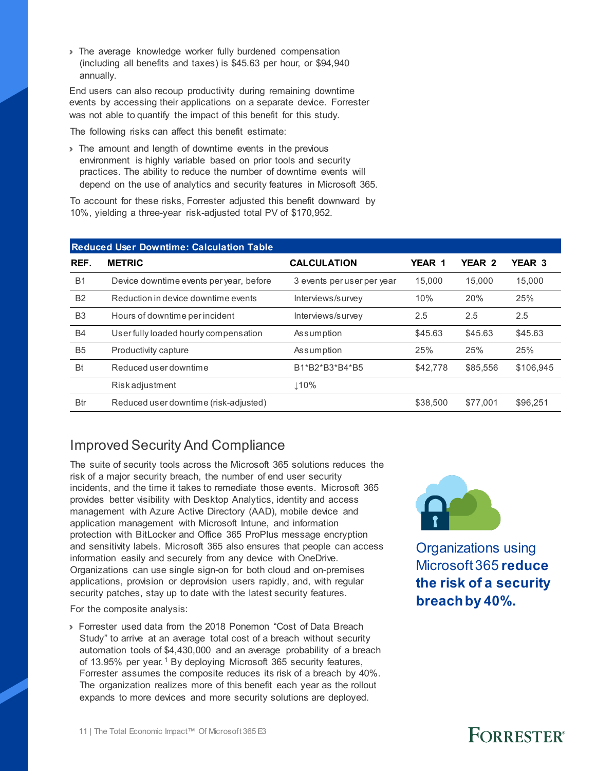- The average knowledge worker fully burdened compensation (including all benefits and taxes) is $45.63 per hour, or $94,940 annually.

End users can also recoup productivity during remaining downtime events by accessing their applications on a separate device. Forrester was not able to quantify the impact of this benefit for this study.

The following risks can affect this benefit estimate:

- The amount and length of downtime events in the previous environment is highly variable based on prior tools and security practices. The ability to reduce the number of downtime events will depend on the use of analytics and security features in Microsoft 365.

To account for these risks, Forrester adjusted this benefit downward by 10%, yielding a three-year risk-adjusted total PV of $170,952.

**Reduced User Downtime: Calculation Table**

| REF. | METRIC | CALCULATION | YEAR 1 | YEAR 2 | YEAR 3 |
|---|---|---|---|---|---|
| B1 | Device downtime events per year, before | 3 events per user per year | 15,000 | 15,000 | 15,000 |
| B2 | Reduction in device downtime events | Interviews/survey | 10% | 20% | 25% |
| B3 | Hours of downtime per incident | Interviews/survey | 2.5 | 2.5 | 2.5 |
| B4 | User fully loaded hourly compensation | Assumption | $45.63 | $45.63 | $45.63 |
| B5 | Productivity capture | Assumption | 25% | 25% | 25% |
| Bt | Reduced user downtime | B1*B2*B3*B4*B5 | $42,778 | $85,556 | $106,945 |
| | Risk adjustment | ↓10% | | | |
| Btr | Reduced user downtime (risk-adjusted) | | $38,500 | $77,001 | $96,251 |

## Improved Security And Compliance

The suite of security tools across the Microsoft 365 solutions reduces the risk of a major security breach, the number of end user security incidents, and the time it takes to remediate those events. Microsoft 365 provides better visibility with Desktop Analytics, identity and access management with Azure Active Directory (AAD), mobile device and application management with Microsoft Intune, and information protection with BitLocker and Office 365 ProPlus message encryption and sensitivity labels. Microsoft 365 also ensures that people can access information easily and securely from any device with OneDrive. Organizations can use single sign-on for both cloud and on-premises applications, provision or deprovision users rapidly, and, with regular security patches, stay up to date with the latest security features.

For the composite analysis:

- Forrester used data from the 2018 Ponemon "Cost of Data Breach Study" to arrive at an average total cost of a breach without security automation tools of $4,430,000 and an average probability of a breach of 13.95% per year.[1] By deploying Microsoft 365 security features, Forrester assumes the composite reduces its risk of a breach by 40%. The organization realizes more of this benefit each year as the rollout expands to more devices and more security solutions are deployed.

Organizations using Microsoft 365 **reduce the risk of a security breach by 40%.**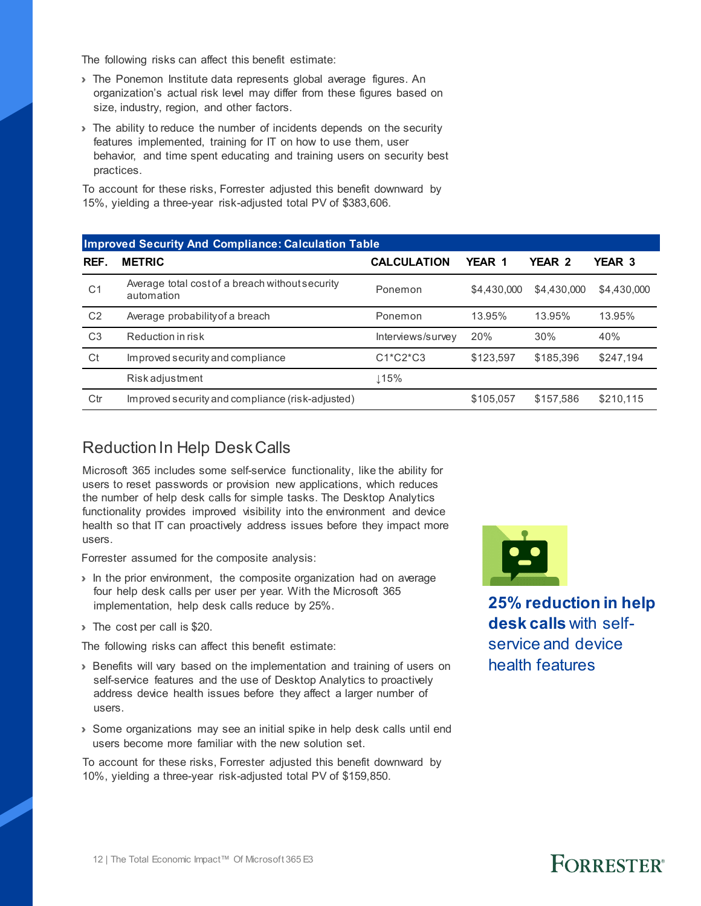The following risks can affect this benefit estimate:

- The Ponemon Institute data represents global average figures. An organization's actual risk level may differ from these figures based on size, industry, region, and other factors.
- The ability to reduce the number of incidents depends on the security features implemented, training for IT on how to use them, user behavior, and time spent educating and training users on security best practices.

To account for these risks, Forrester adjusted this benefit downward by 15%, yielding a three-year risk-adjusted total PV of $383,606.

| Improved Security And Compliance: Calculation Table | | | | | |
|---|---|---|---|---|---|
| **REF.** | **METRIC** | **CALCULATION** | **YEAR 1** | **YEAR 2** | **YEAR 3** |
| C1 | Average total cost of a breach without security automation | Ponemon | $4,430,000 | $4,430,000 | $4,430,000 |
| C2 | Average probability of a breach | Ponemon | 13.95% | 13.95% | 13.95% |
| C3 | Reduction in risk | Interviews/survey | 20% | 30% | 40% |
| Ct | Improved security and compliance | C1*C2*C3 | $123,597 | $185,396 | $247,194 |
| | Risk adjustment | ↓15% | | | |
| Ctr | Improved security and compliance (risk-adjusted) | | $105,057 | $157,586 | $210,115 |

## Reduction In Help Desk Calls

Microsoft 365 includes some self-service functionality, like the ability for users to reset passwords or provision new applications, which reduces the number of help desk calls for simple tasks. The Desktop Analytics functionality provides improved visibility into the environment and device health so that IT can proactively address issues before they impact more users.

Forrester assumed for the composite analysis:

- In the prior environment, the composite organization had on average four help desk calls per user per year. With the Microsoft 365 implementation, help desk calls reduce by 25%.
- The cost per call is $20.

The following risks can affect this benefit estimate:

- Benefits will vary based on the implementation and training of users on self-service features and the use of Desktop Analytics to proactively address device health issues before they affect a larger number of users.
- Some organizations may see an initial spike in help desk calls until end users become more familiar with the new solution set.

To account for these risks, Forrester adjusted this benefit downward by 10%, yielding a three-year risk-adjusted total PV of $159,850.

**25% reduction in help desk calls** with self-service and device health features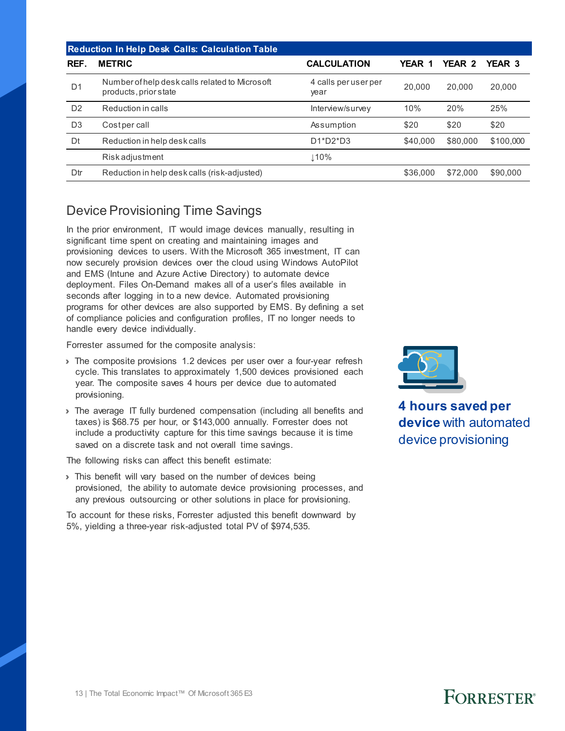| Reduction In Help Desk Calls: Calculation Table | | | | | |
|---|---|---|---|---|---|
| REF. | METRIC | CALCULATION | YEAR 1 | YEAR 2 | YEAR 3 |
| D1 | Number of help desk calls related to Microsoft products, prior state | 4 calls per user per year | 20,000 | 20,000 | 20,000 |
| D2 | Reduction in calls | Interview/survey | 10% | 20% | 25% |
| D3 | Cost per call | Assumption | $20 | $20 | $20 |
| Dt | Reduction in help desk calls | D1*D2*D3 | $40,000 | $80,000 | $100,000 |
| | Risk adjustment | ↓10% | | | |
| Dtr | Reduction in help desk calls (risk-adjusted) | | $36,000 | $72,000 | $90,000 |

## Device Provisioning Time Savings

In the prior environment, IT would image devices manually, resulting in significant time spent on creating and maintaining images and provisioning devices to users. With the Microsoft 365 investment, IT can now securely provision devices over the cloud using Windows AutoPilot and EMS (Intune and Azure Active Directory) to automate device deployment. Files On-Demand makes all of a user's files available in seconds after logging in to a new device. Automated provisioning programs for other devices are also supported by EMS. By defining a set of compliance policies and configuration profiles, IT no longer needs to handle every device individually.

Forrester assumed for the composite analysis:

- The composite provisions 1.2 devices per user over a four-year refresh cycle. This translates to approximately 1,500 devices provisioned each year. The composite saves 4 hours per device due to automated provisioning.
- The average IT fully burdened compensation (including all benefits and taxes) is $68.75 per hour, or $143,000 annually. Forrester does not include a productivity capture for this time savings because it is time saved on a discrete task and not overall time savings.

The following risks can affect this benefit estimate:

- This benefit will vary based on the number of devices being provisioned, the ability to automate device provisioning processes, and any previous outsourcing or other solutions in place for provisioning.

To account for these risks, Forrester adjusted this benefit downward by 5%, yielding a three-year risk-adjusted total PV of $974,535.

**4 hours saved per device** with automated device provisioning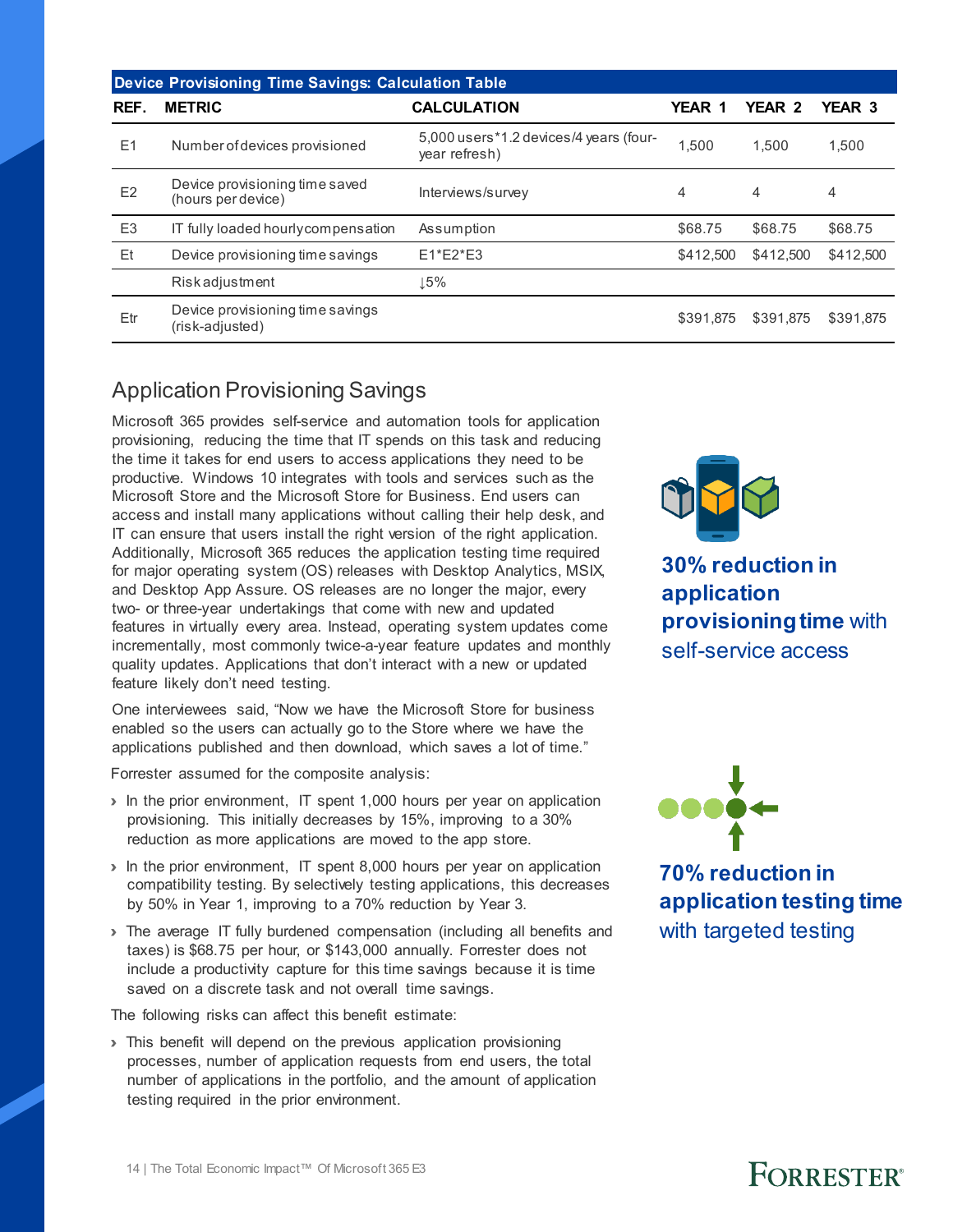| Device Provisioning Time Savings: Calculation Table | | | | | |
|---|---|---|---|---|---|
| REF. | METRIC | CALCULATION | YEAR 1 | YEAR 2 | YEAR 3 |
| E1 | Number of devices provisioned | 5,000 users*1.2 devices/4 years (four-year refresh) | 1,500 | 1,500 | 1,500 |
| E2 | Device provisioning time saved (hours per device) | Interviews/survey | 4 | 4 | 4 |
| E3 | IT fully loaded hourly compensation | Assumption | $68.75 | $68.75 | $68.75 |
| Et | Device provisioning time savings | E1*E2*E3 | $412,500 | $412,500 | $412,500 |
| | Risk adjustment | ↓5% | | | |
| Etr | Device provisioning time savings (risk-adjusted) | | $391,875 | $391,875 | $391,875 |

## Application Provisioning Savings

Microsoft 365 provides self-service and automation tools for application provisioning, reducing the time that IT spends on this task and reducing the time it takes for end users to access applications they need to be productive. Windows 10 integrates with tools and services such as the Microsoft Store and the Microsoft Store for Business. End users can access and install many applications without calling their help desk, and IT can ensure that users install the right version of the right application. Additionally, Microsoft 365 reduces the application testing time required for major operating system (OS) releases with Desktop Analytics, MSIX, and Desktop App Assure. OS releases are no longer the major, every two- or three-year undertakings that come with new and updated features in virtually every area. Instead, operating system updates come incrementally, most commonly twice-a-year feature updates and monthly quality updates. Applications that don't interact with a new or updated feature likely don't need testing.

One interviewees said, "Now we have the Microsoft Store for business enabled so the users can actually go to the Store where we have the applications published and then download, which saves a lot of time."

Forrester assumed for the composite analysis:

- In the prior environment, IT spent 1,000 hours per year on application provisioning. This initially decreases by 15%, improving to a 30% reduction as more applications are moved to the app store.
- In the prior environment, IT spent 8,000 hours per year on application compatibility testing. By selectively testing applications, this decreases by 50% in Year 1, improving to a 70% reduction by Year 3.
- The average IT fully burdened compensation (including all benefits and taxes) is $68.75 per hour, or $143,000 annually. Forrester does not include a productivity capture for this time savings because it is time saved on a discrete task and not overall time savings.

The following risks can affect this benefit estimate:

- This benefit will depend on the previous application provisioning processes, number of application requests from end users, the total number of applications in the portfolio, and the amount of application testing required in the prior environment.

**30% reduction in application provisioning time** with self-service access

**70% reduction in application testing time** with targeted testing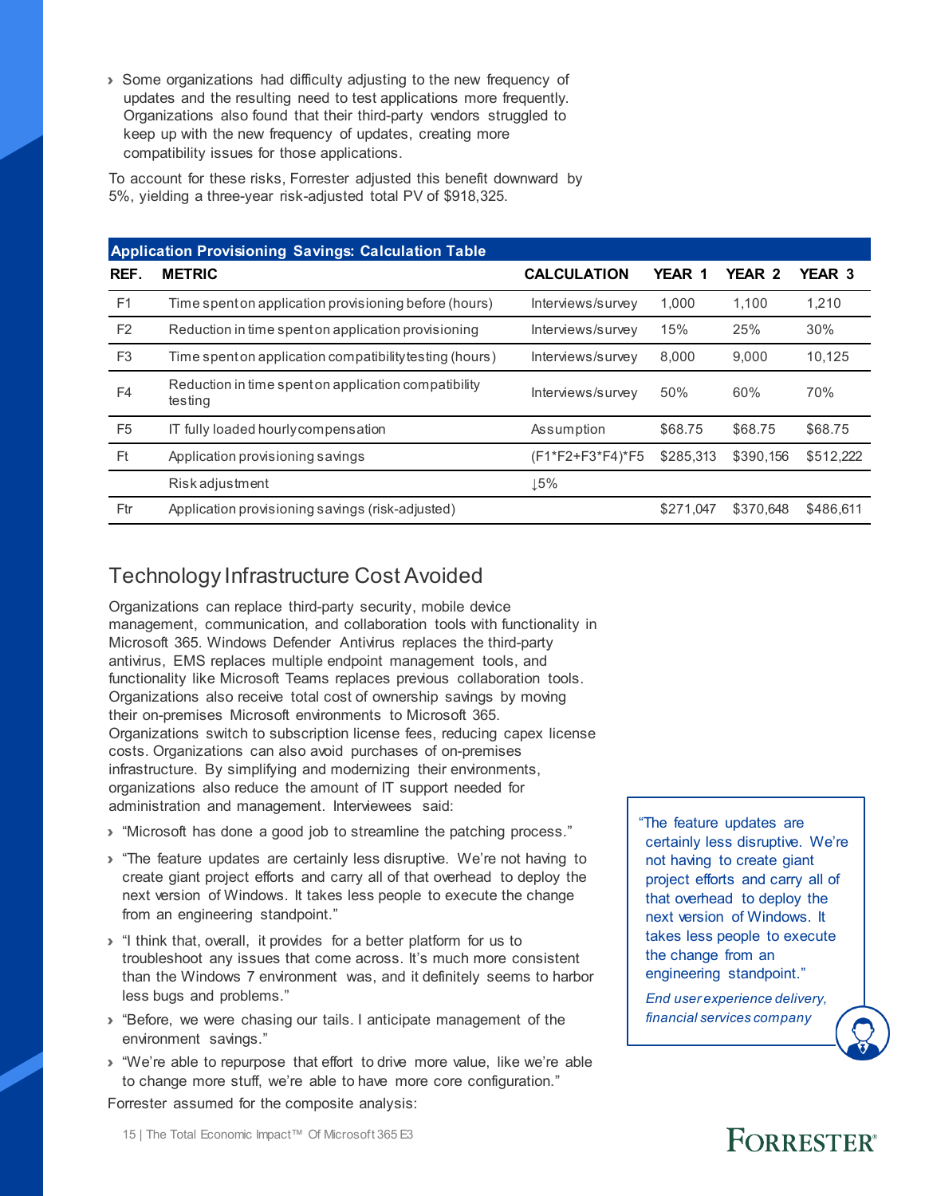- Some organizations had difficulty adjusting to the new frequency of updates and the resulting need to test applications more frequently. Organizations also found that their third-party vendors struggled to keep up with the new frequency of updates, creating more compatibility issues for those applications.

To account for these risks, Forrester adjusted this benefit downward by 5%, yielding a three-year risk-adjusted total PV of $918,325.

| Application Provisioning Savings: Calculation Table | | | | | |
|---|---|---|---|---|---|
| **REF.** | **METRIC** | **CALCULATION** | **YEAR 1** | **YEAR 2** | **YEAR 3** |
| F1 | Time spent on application provisioning before (hours) | Interviews/survey | 1,000 | 1,100 | 1,210 |
| F2 | Reduction in time spent on application provisioning | Interviews/survey | 15% | 25% | 30% |
| F3 | Time spent on application compatibility testing (hours) | Interviews/survey | 8,000 | 9,000 | 10,125 |
| F4 | Reduction in time spent on application compatibility testing | Interviews/survey | 50% | 60% | 70% |
| F5 | IT fully loaded hourly compensation | Assumption | $68.75 | $68.75 | $68.75 |
| Ft | Application provisioning savings | (F1*F2+F3*F4)*F5 | $285,313 | $390,156 | $512,222 |
| | Risk adjustment | ↓5% | | | |
| Ftr | Application provisioning savings (risk-adjusted) | | $271,047 | $370,648 | $486,611 |

## Technology Infrastructure Cost Avoided

Organizations can replace third-party security, mobile device management, communication, and collaboration tools with functionality in Microsoft 365. Windows Defender Antivirus replaces the third-party antivirus, EMS replaces multiple endpoint management tools, and functionality like Microsoft Teams replaces previous collaboration tools. Organizations also receive total cost of ownership savings by moving their on-premises Microsoft environments to Microsoft 365. Organizations switch to subscription license fees, reducing capex license costs. Organizations can also avoid purchases of on-premises infrastructure. By simplifying and modernizing their environments, organizations also reduce the amount of IT support needed for administration and management. Interviewees said:

- "Microsoft has done a good job to streamline the patching process."
- "The feature updates are certainly less disruptive. We're not having to create giant project efforts and carry all of that overhead to deploy the next version of Windows. It takes less people to execute the change from an engineering standpoint."
- "I think that, overall, it provides for a better platform for us to troubleshoot any issues that come across. It's much more consistent than the Windows 7 environment was, and it definitely seems to harbor less bugs and problems."
- "Before, we were chasing our tails. I anticipate management of the environment savings."
- "We're able to repurpose that effort to drive more value, like we're able to change more stuff, we're able to have more core configuration."

Forrester assumed for the composite analysis:

> "The feature updates are certainly less disruptive. We're not having to create giant project efforts and carry all of that overhead to deploy the next version of Windows. It takes less people to execute the change from an engineering standpoint."
>
> *End user experience delivery, financial services company*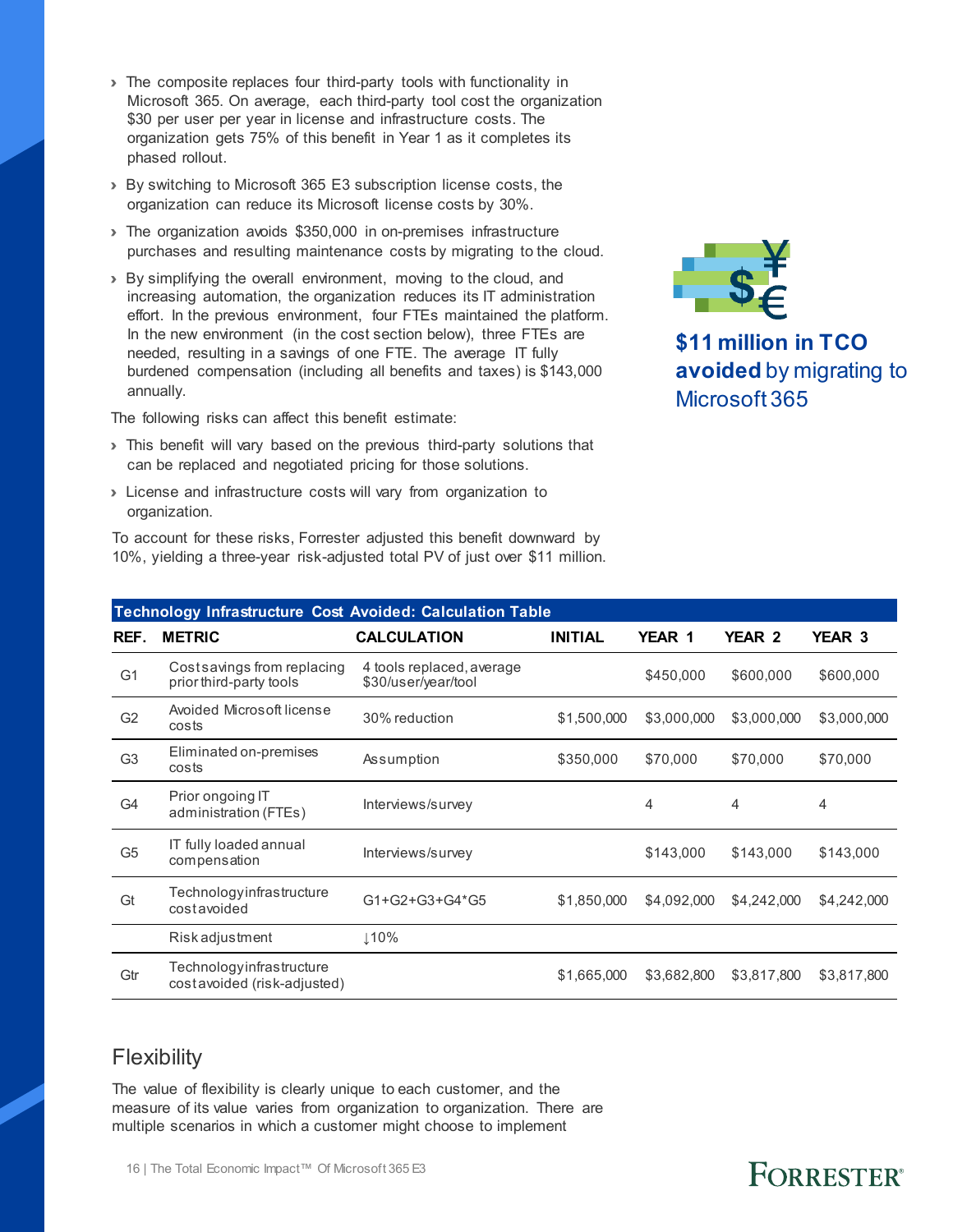- The composite replaces four third-party tools with functionality in Microsoft 365. On average, each third-party tool cost the organization $30 per user per year in license and infrastructure costs. The organization gets 75% of this benefit in Year 1 as it completes its phased rollout.
- By switching to Microsoft 365 E3 subscription license costs, the organization can reduce its Microsoft license costs by 30%.
- The organization avoids $350,000 in on-premises infrastructure purchases and resulting maintenance costs by migrating to the cloud.
- By simplifying the overall environment, moving to the cloud, and increasing automation, the organization reduces its IT administration effort. In the previous environment, four FTEs maintained the platform. In the new environment (in the cost section below), three FTEs are needed, resulting in a savings of one FTE. The average IT fully burdened compensation (including all benefits and taxes) is $143,000 annually.

The following risks can affect this benefit estimate:

- This benefit will vary based on the previous third-party solutions that can be replaced and negotiated pricing for those solutions.
- License and infrastructure costs will vary from organization to organization.

To account for these risks, Forrester adjusted this benefit downward by 10%, yielding a three-year risk-adjusted total PV of just over $11 million.

**$11 million in TCO avoided** by migrating to Microsoft 365

**Technology Infrastructure Cost Avoided: Calculation Table**

| REF. | METRIC | CALCULATION | INITIAL | YEAR 1 | YEAR 2 | YEAR 3 |
|---|---|---|---|---|---|---|
| G1 | Cost savings from replacing prior third-party tools | 4 tools replaced, average $30/user/year/tool | | $450,000 | $600,000 | $600,000 |
| G2 | Avoided Microsoft license costs | 30% reduction | $1,500,000 | $3,000,000 | $3,000,000 | $3,000,000 |
| G3 | Eliminated on-premises costs | Assumption | $350,000 | $70,000 | $70,000 | $70,000 |
| G4 | Prior ongoing IT administration (FTEs) | Interviews/survey | | 4 | 4 | 4 |
| G5 | IT fully loaded annual compensation | Interviews/survey | | $143,000 | $143,000 | $143,000 |
| Gt | Technology infrastructure cost avoided | G1+G2+G3+G4*G5 | $1,850,000 | $4,092,000 | $4,242,000 | $4,242,000 |
| | Risk adjustment | ↓10% | | | | |
| Gtr | Technology infrastructure cost avoided (risk-adjusted) | | $1,665,000 | $3,682,800 | $3,817,800 | $3,817,800 |

## Flexibility

The value of flexibility is clearly unique to each customer, and the measure of its value varies from organization to organization. There are multiple scenarios in which a customer might choose to implement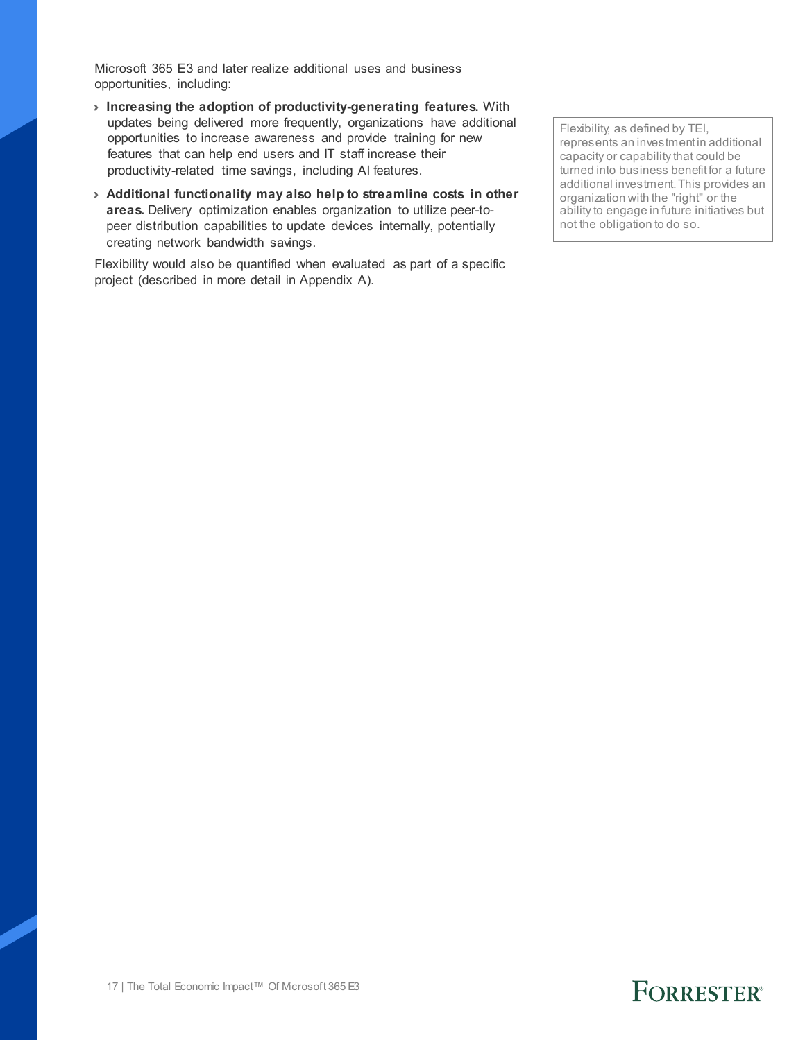Microsoft 365 E3 and later realize additional uses and business opportunities, including:

- **Increasing the adoption of productivity-generating features.** With updates being delivered more frequently, organizations have additional opportunities to increase awareness and provide training for new features that can help end users and IT staff increase their productivity-related time savings, including AI features.
- **Additional functionality may also help to streamline costs in other areas.** Delivery optimization enables organization to utilize peer-to-peer distribution capabilities to update devices internally, potentially creating network bandwidth savings.

Flexibility would also be quantified when evaluated as part of a specific project (described in more detail in Appendix A).

> Flexibility, as defined by TEI, represents an investment in additional capacity or capability that could be turned into business benefit for a future additional investment. This provides an organization with the "right" or the ability to engage in future initiatives but not the obligation to do so.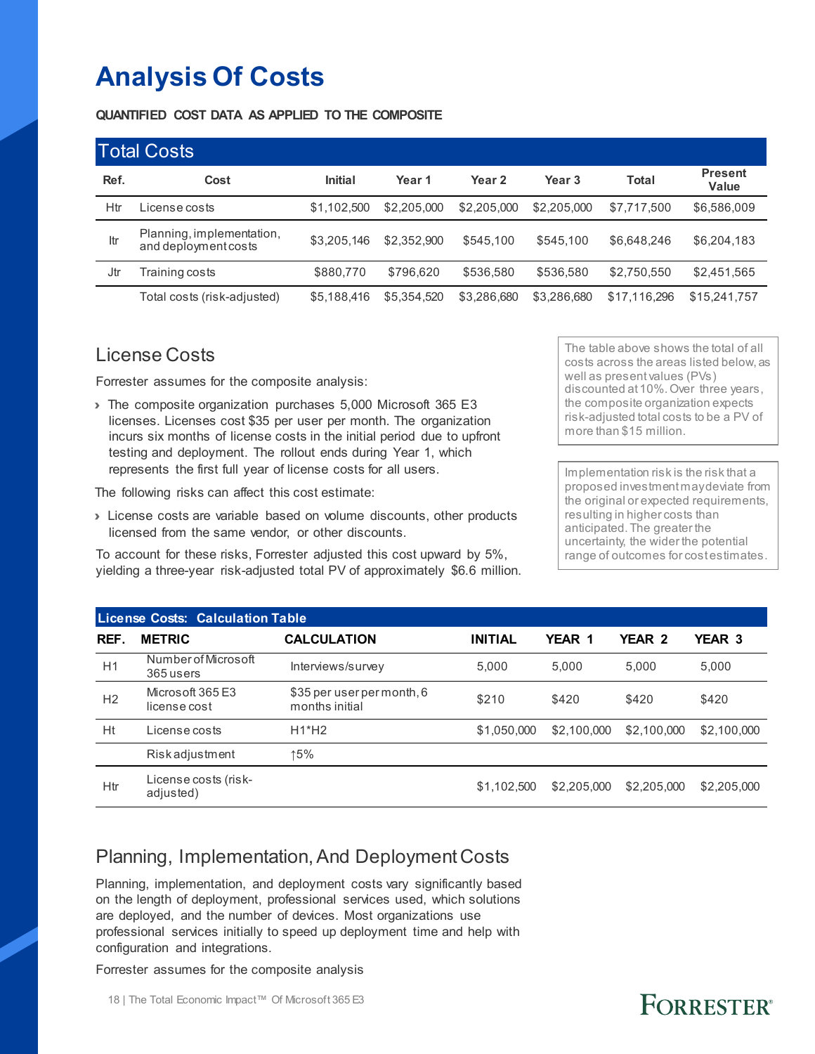# Analysis Of Costs

**QUANTIFIED COST DATA AS APPLIED TO THE COMPOSITE**

| Total Costs | | | | | | | |
|---|---|---|---|---|---|---|---|
| **Ref.** | **Cost** | **Initial** | **Year 1** | **Year 2** | **Year 3** | **Total** | **Present Value** |
| Htr | License costs | $1,102,500 | $2,205,000 | $2,205,000 | $2,205,000 | $7,717,500 | $6,586,009 |
| Itr | Planning, implementation, and deployment costs | $3,205,146 | $2,352,900 | $545,100 | $545,100 | $6,648,246 | $6,204,183 |
| Jtr | Training costs | $880,770 | $796,620 | $536,580 | $536,580 | $2,750,550 | $2,451,565 |
| | Total costs (risk-adjusted) | $5,188,416 | $5,354,520 | $3,286,680 | $3,286,680 | $17,116,296 | $15,241,757 |

## License Costs

Forrester assumes for the composite analysis:

- The composite organization purchases 5,000 Microsoft 365 E3 licenses. Licenses cost $35 per user per month. The organization incurs six months of license costs in the initial period due to upfront testing and deployment. The rollout ends during Year 1, which represents the first full year of license costs for all users.

The following risks can affect this cost estimate:

- License costs are variable based on volume discounts, other products licensed from the same vendor, or other discounts.

To account for these risks, Forrester adjusted this cost upward by 5%, yielding a three-year risk-adjusted total PV of approximately $6.6 million.

The table above shows the total of all costs across the areas listed below, as well as present values (PVs) discounted at 10%. Over three years, the composite organization expects risk-adjusted total costs to be a PV of more than $15 million.

Implementation risk is the risk that a proposed investment may deviate from the original or expected requirements, resulting in higher costs than anticipated. The greater the uncertainty, the wider the potential range of outcomes for cost estimates.

| License Costs: Calculation Table | | | | | | |
|---|---|---|---|---|---|---|
| **REF.** | **METRIC** | **CALCULATION** | **INITIAL** | **YEAR 1** | **YEAR 2** | **YEAR 3** |
| H1 | Number of Microsoft 365 users | Interviews/survey | 5,000 | 5,000 | 5,000 | 5,000 |
| H2 | Microsoft 365 E3 license cost | $35 per user per month, 6 months initial | $210 | $420 | $420 | $420 |
| Ht | License costs | H1*H2 | $1,050,000 | $2,100,000 | $2,100,000 | $2,100,000 |
| | Risk adjustment | ↑5% | | | | |
| Htr | License costs (risk-adjusted) | | $1,102,500 | $2,205,000 | $2,205,000 | $2,205,000 |

## Planning, Implementation, And Deployment Costs

Planning, implementation, and deployment costs vary significantly based on the length of deployment, professional services used, which solutions are deployed, and the number of devices. Most organizations use professional services initially to speed up deployment time and help with configuration and integrations.

Forrester assumes for the composite analysis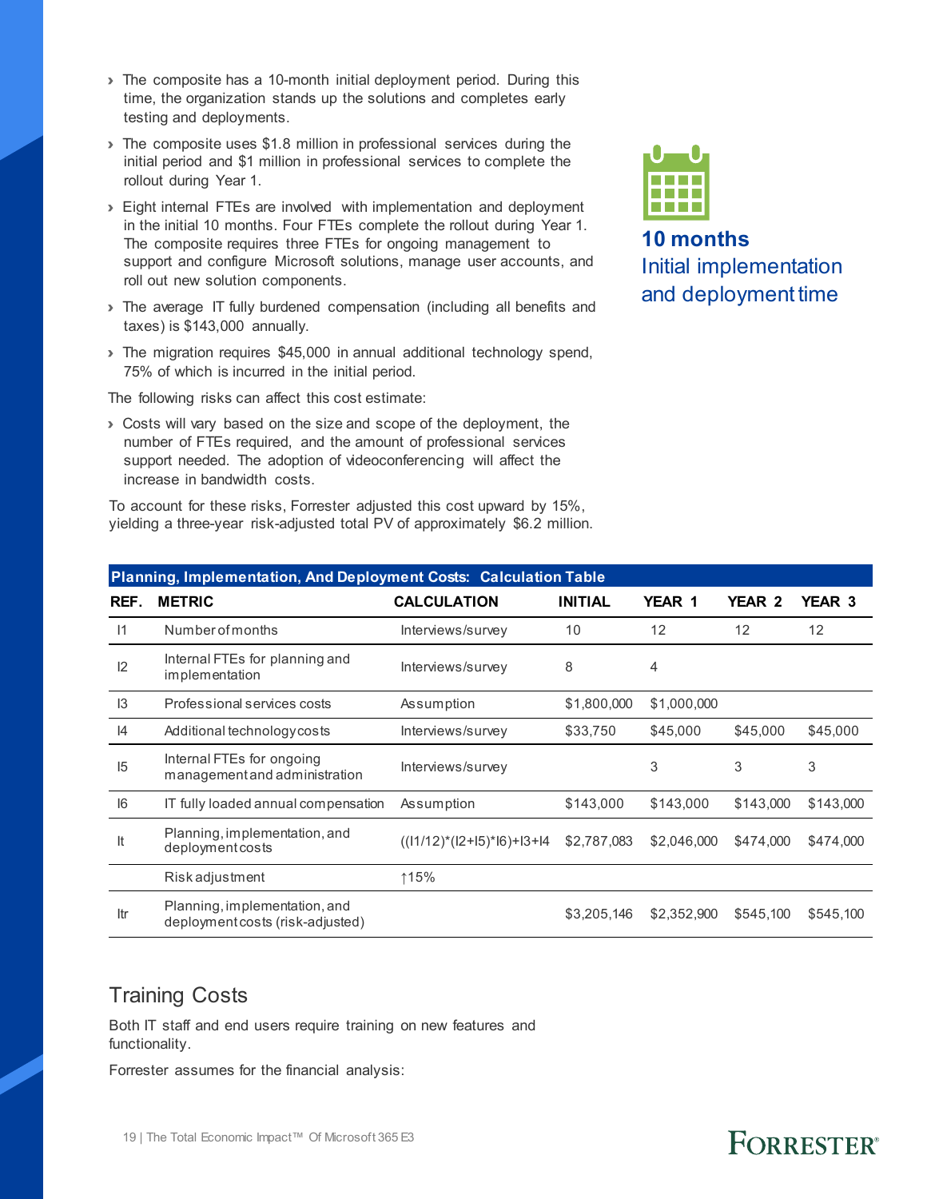- The composite has a 10-month initial deployment period. During this time, the organization stands up the solutions and completes early testing and deployments.
- The composite uses $1.8 million in professional services during the initial period and $1 million in professional services to complete the rollout during Year 1.
- Eight internal FTEs are involved with implementation and deployment in the initial 10 months. Four FTEs complete the rollout during Year 1. The composite requires three FTEs for ongoing management to support and configure Microsoft solutions, manage user accounts, and roll out new solution components.
- The average IT fully burdened compensation (including all benefits and taxes) is $143,000 annually.
- The migration requires $45,000 in annual additional technology spend, 75% of which is incurred in the initial period.

**10 months**
Initial implementation and deployment time

The following risks can affect this cost estimate:

- Costs will vary based on the size and scope of the deployment, the number of FTEs required, and the amount of professional services support needed. The adoption of videoconferencing will affect the increase in bandwidth costs.

To account for these risks, Forrester adjusted this cost upward by 15%, yielding a three-year risk-adjusted total PV of approximately $6.2 million.

**Planning, Implementation, And Deployment Costs: Calculation Table**

| REF. | METRIC | CALCULATION | INITIAL | YEAR 1 | YEAR 2 | YEAR 3 |
|---|---|---|---|---|---|---|
| I1 | Number of months | Interviews/survey | 10 | 12 | 12 | 12 |
| I2 | Internal FTEs for planning and implementation | Interviews/survey | 8 | 4 | | |
| I3 | Professional services costs | Assumption | $1,800,000 | $1,000,000 | | |
| I4 | Additional technology costs | Interviews/survey | $33,750 | $45,000 | $45,000 | $45,000 |
| I5 | Internal FTEs for ongoing management and administration | Interviews/survey | | 3 | 3 | 3 |
| I6 | IT fully loaded annual compensation | Assumption | $143,000 | $143,000 | $143,000 | $143,000 |
| It | Planning, implementation, and deployment costs | ((I1/12)*(I2+I5)*I6)+I3+I4 | $2,787,083 | $2,046,000 | $474,000 | $474,000 |
| | Risk adjustment | ↑15% | | | | |
| Itr | Planning, implementation, and deployment costs (risk-adjusted) | | $3,205,146 | $2,352,900 | $545,100 | $545,100 |

## Training Costs

Both IT staff and end users require training on new features and functionality.

Forrester assumes for the financial analysis: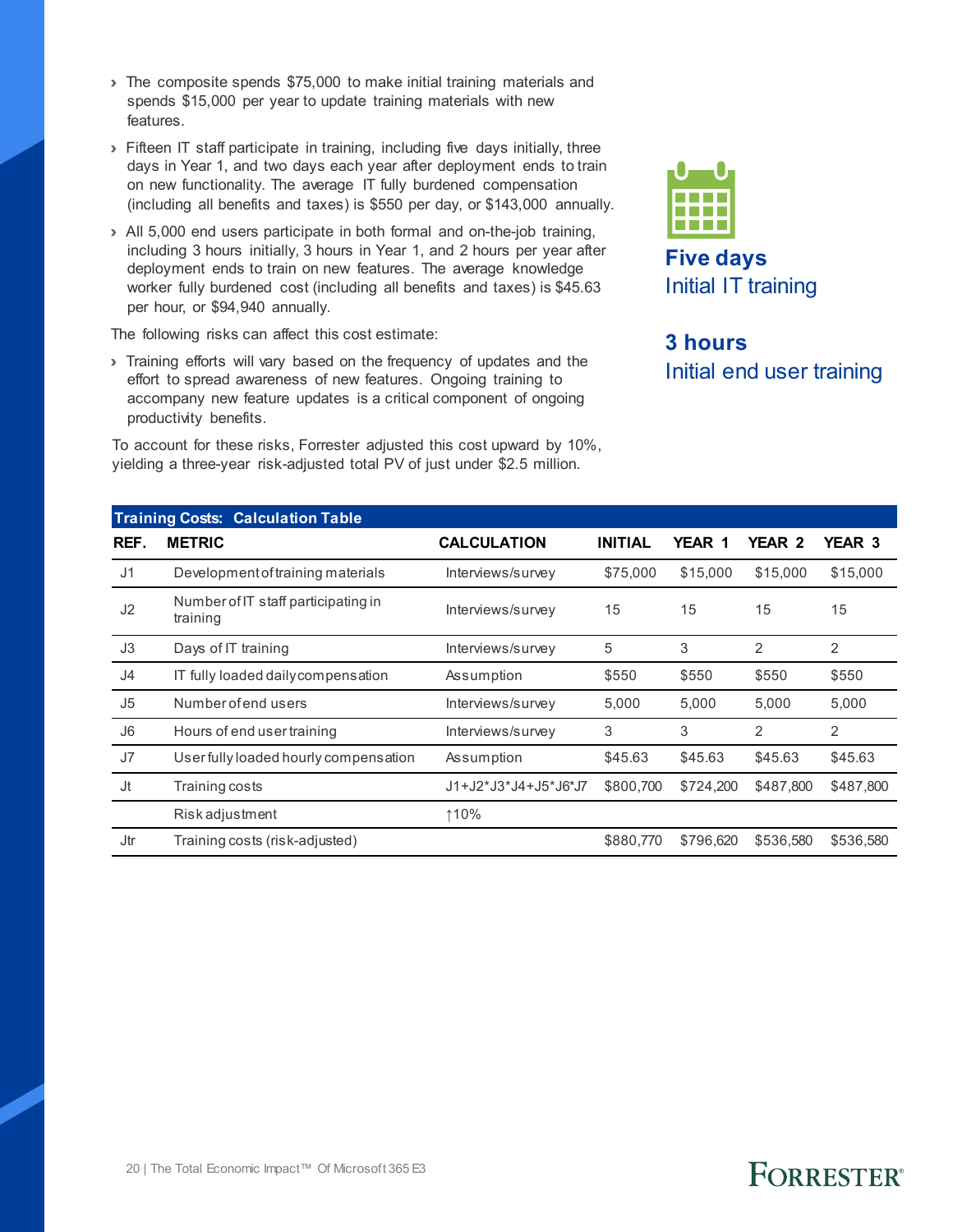- The composite spends $75,000 to make initial training materials and spends $15,000 per year to update training materials with new features.
- Fifteen IT staff participate in training, including five days initially, three days in Year 1, and two days each year after deployment ends to train on new functionality. The average IT fully burdened compensation (including all benefits and taxes) is $550 per day, or $143,000 annually.
- All 5,000 end users participate in both formal and on-the-job training, including 3 hours initially, 3 hours in Year 1, and 2 hours per year after deployment ends to train on new features. The average knowledge worker fully burdened cost (including all benefits and taxes) is $45.63 per hour, or $94,940 annually.

The following risks can affect this cost estimate:

- Training efforts will vary based on the frequency of updates and the effort to spread awareness of new features. Ongoing training to accompany new feature updates is a critical component of ongoing productivity benefits.

To account for these risks, Forrester adjusted this cost upward by 10%, yielding a three-year risk-adjusted total PV of just under $2.5 million.

**Five days**
Initial IT training

**3 hours**
Initial end user training

**Training Costs: Calculation Table**

| REF. | METRIC | CALCULATION | INITIAL | YEAR 1 | YEAR 2 | YEAR 3 |
|---|---|---|---|---|---|---|
| J1 | Development of training materials | Interviews/survey | $75,000 | $15,000 | $15,000 | $15,000 |
| J2 | Number of IT staff participating in training | Interviews/survey | 15 | 15 | 15 | 15 |
| J3 | Days of IT training | Interviews/survey | 5 | 3 | 2 | 2 |
| J4 | IT fully loaded daily compensation | Assumption | $550 | $550 | $550 | $550 |
| J5 | Number of end users | Interviews/survey | 5,000 | 5,000 | 5,000 | 5,000 |
| J6 | Hours of end user training | Interviews/survey | 3 | 3 | 2 | 2 |
| J7 | User fully loaded hourly compensation | Assumption | $45.63 | $45.63 | $45.63 | $45.63 |
| Jt | Training costs | J1+J2*J3*J4+J5*J6*J7 | $800,700 | $724,200 | $487,800 | $487,800 |
| | Risk adjustment | ↑10% | | | | |
| Jtr | Training costs (risk-adjusted) | | $880,770 | $796,620 | $536,580 | $536,580 |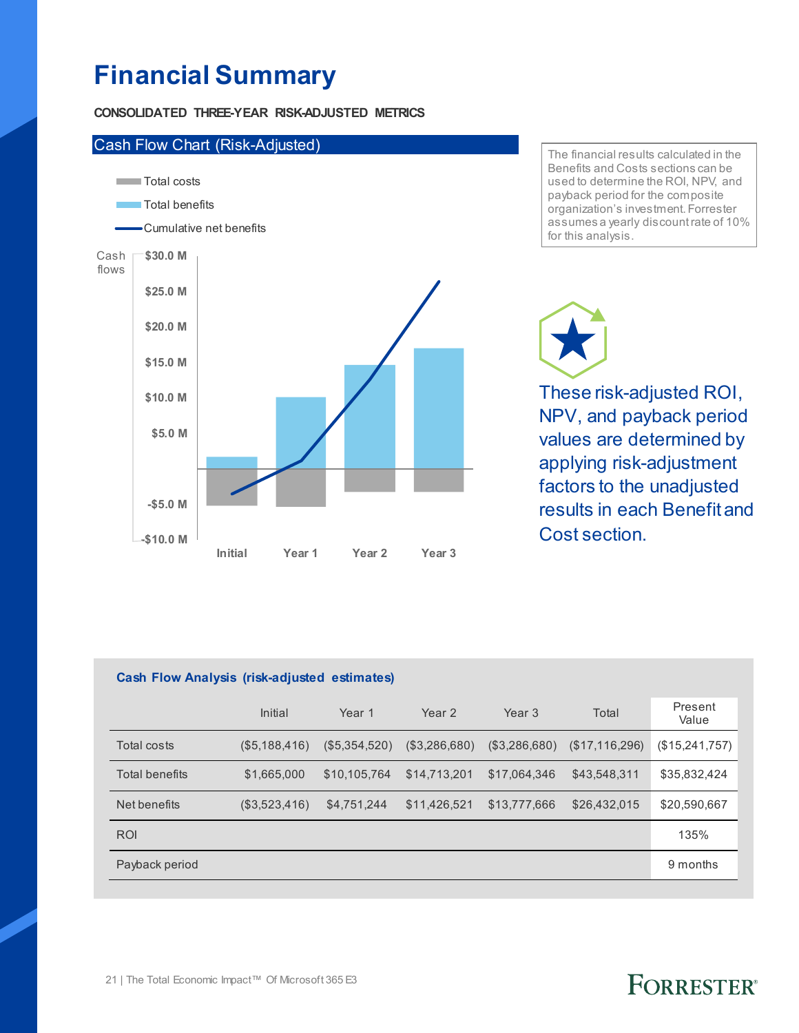# Financial Summary

**CONSOLIDATED THREE-YEAR RISK-ADJUSTED METRICS**

Cash Flow Chart (Risk-Adjusted)

Total costs

Total benefits

Cumulative net benefits

Cash flows

$30.0 M
$25.0 M
$20.0 M
$15.0 M
$10.0 M
$5.0 M
-$5.0 M
-$10.0 M

Initial | Year 1 | Year 2 | Year 3

The financial results calculated in the Benefits and Costs sections can be used to determine the ROI, NPV, and payback period for the composite organization's investment. Forrester assumes a yearly discount rate of 10% for this analysis.

These risk-adjusted ROI, NPV, and payback period values are determined by applying risk-adjustment factors to the unadjusted results in each Benefit and Cost section.

**Cash Flow Analysis (risk-adjusted estimates)**

| | Initial | Year 1 | Year 2 | Year 3 | Total | Present Value |
|---|---|---|---|---|---|---|
| Total costs | ($5,188,416) | ($5,354,520) | ($3,286,680) | ($3,286,680) | ($17,116,296) | ($15,241,757) |
| Total benefits | $1,665,000 | $10,105,764 | $14,713,201 | $17,064,346 | $43,548,311 | $35,832,424 |
| Net benefits | ($3,523,416) | $4,751,244 | $11,426,521 | $13,777,666 | $26,432,015 | $20,590,667 |
| ROI | | | | | | 135% |
| Payback period | | | | | | 9 months |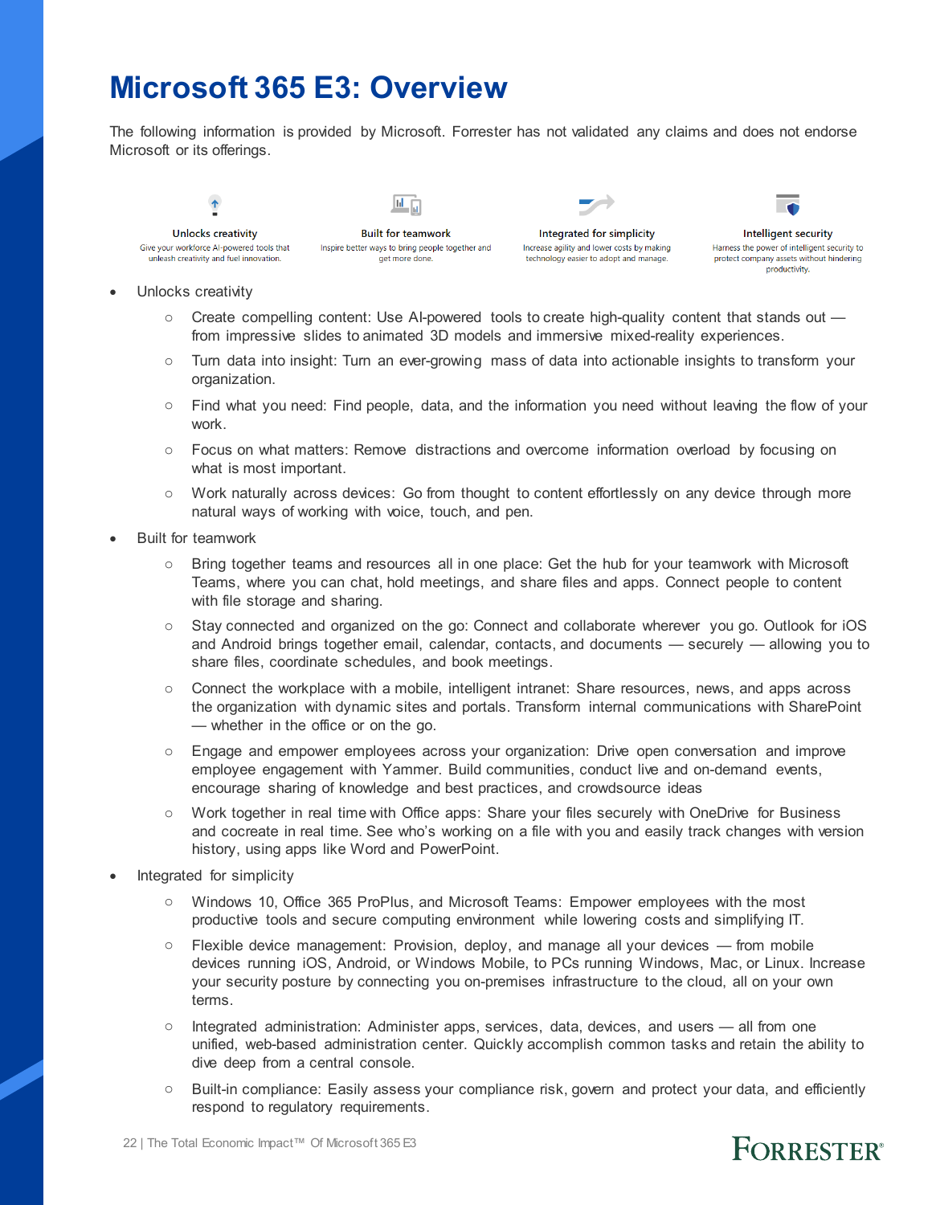# Microsoft 365 E3: Overview

The following information is provided by Microsoft. Forrester has not validated any claims and does not endorse Microsoft or its offerings.

**Unlocks creativity**
Give your workforce AI-powered tools that unleash creativity and fuel innovation.

**Built for teamwork**
Inspire better ways to bring people together and get more done.

**Integrated for simplicity**
Increase agility and lower costs by making technology easier to adopt and manage.

**Intelligent security**
Harness the power of intelligent security to protect company assets without hindering productivity.

- Unlocks creativity
  - Create compelling content: Use AI-powered tools to create high-quality content that stands out — from impressive slides to animated 3D models and immersive mixed-reality experiences.
  - Turn data into insight: Turn an ever-growing mass of data into actionable insights to transform your organization.
  - Find what you need: Find people, data, and the information you need without leaving the flow of your work.
  - Focus on what matters: Remove distractions and overcome information overload by focusing on what is most important.
  - Work naturally across devices: Go from thought to content effortlessly on any device through more natural ways of working with voice, touch, and pen.
- Built for teamwork
  - Bring together teams and resources all in one place: Get the hub for your teamwork with Microsoft Teams, where you can chat, hold meetings, and share files and apps. Connect people to content with file storage and sharing.
  - Stay connected and organized on the go: Connect and collaborate wherever you go. Outlook for iOS and Android brings together email, calendar, contacts, and documents — securely — allowing you to share files, coordinate schedules, and book meetings.
  - Connect the workplace with a mobile, intelligent intranet: Share resources, news, and apps across the organization with dynamic sites and portals. Transform internal communications with SharePoint — whether in the office or on the go.
  - Engage and empower employees across your organization: Drive open conversation and improve employee engagement with Yammer. Build communities, conduct live and on-demand events, encourage sharing of knowledge and best practices, and crowdsource ideas
  - Work together in real time with Office apps: Share your files securely with OneDrive for Business and cocreate in real time. See who's working on a file with you and easily track changes with version history, using apps like Word and PowerPoint.
- Integrated for simplicity
  - Windows 10, Office 365 ProPlus, and Microsoft Teams: Empower employees with the most productive tools and secure computing environment while lowering costs and simplifying IT.
  - Flexible device management: Provision, deploy, and manage all your devices — from mobile devices running iOS, Android, or Windows Mobile, to PCs running Windows, Mac, or Linux. Increase your security posture by connecting you on-premises infrastructure to the cloud, all on your own terms.
  - Integrated administration: Administer apps, services, data, devices, and users — all from one unified, web-based administration center. Quickly accomplish common tasks and retain the ability to dive deep from a central console.
  - Built-in compliance: Easily assess your compliance risk, govern and protect your data, and efficiently respond to regulatory requirements.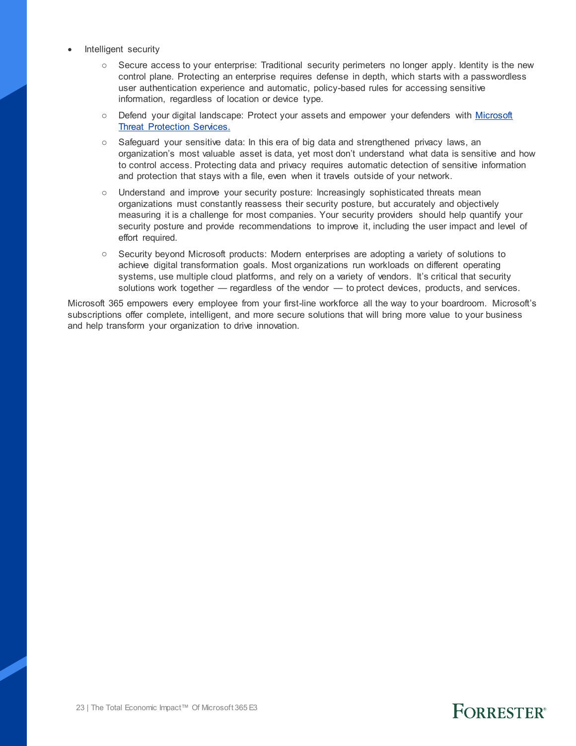- Intelligent security
  - Secure access to your enterprise: Traditional security perimeters no longer apply. Identity is the new control plane. Protecting an enterprise requires defense in depth, which starts with a passwordless user authentication experience and automatic, policy-based rules for accessing sensitive information, regardless of location or device type.
  - Defend your digital landscape: Protect your assets and empower your defenders with [Microsoft Threat Protection Services.](#)
  - Safeguard your sensitive data: In this era of big data and strengthened privacy laws, an organization's most valuable asset is data, yet most don't understand what data is sensitive and how to control access. Protecting data and privacy requires automatic detection of sensitive information and protection that stays with a file, even when it travels outside of your network.
  - Understand and improve your security posture: Increasingly sophisticated threats mean organizations must constantly reassess their security posture, but accurately and objectively measuring it is a challenge for most companies. Your security providers should help quantify your security posture and provide recommendations to improve it, including the user impact and level of effort required.
  - Security beyond Microsoft products: Modern enterprises are adopting a variety of solutions to achieve digital transformation goals. Most organizations run workloads on different operating systems, use multiple cloud platforms, and rely on a variety of vendors. It's critical that security solutions work together — regardless of the vendor — to protect devices, products, and services.

Microsoft 365 empowers every employee from your first-line workforce all the way to your boardroom. Microsoft's subscriptions offer complete, intelligent, and more secure solutions that will bring more value to your business and help transform your organization to drive innovation.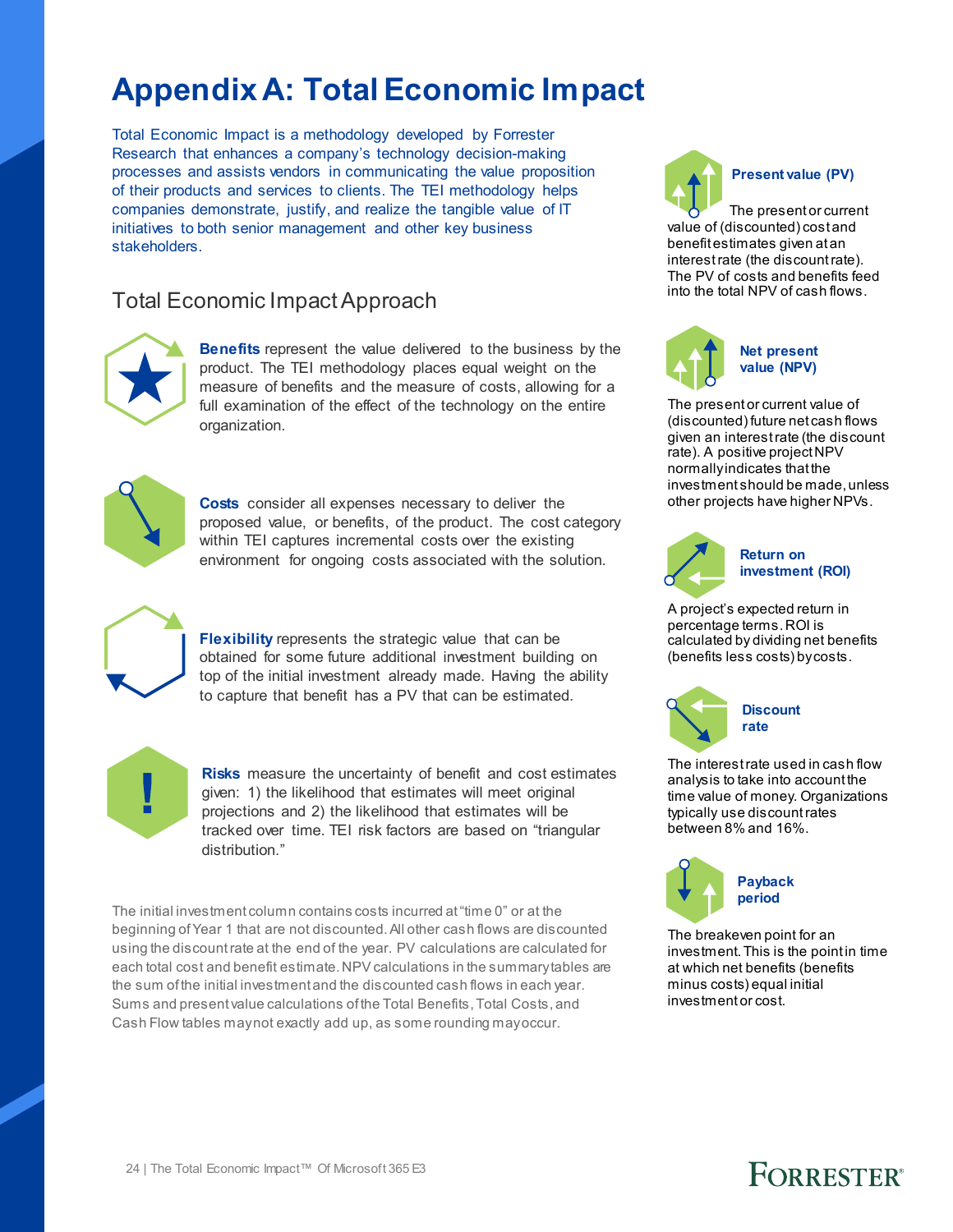# Appendix A: Total Economic Impact

Total Economic Impact is a methodology developed by Forrester Research that enhances a company's technology decision-making processes and assists vendors in communicating the value proposition of their products and services to clients. The TEI methodology helps companies demonstrate, justify, and realize the tangible value of IT initiatives to both senior management and other key business stakeholders.

## Total Economic Impact Approach

**Benefits** represent the value delivered to the business by the product. The TEI methodology places equal weight on the measure of benefits and the measure of costs, allowing for a full examination of the effect of the technology on the entire organization.

**Costs** consider all expenses necessary to deliver the proposed value, or benefits, of the product. The cost category within TEI captures incremental costs over the existing environment for ongoing costs associated with the solution.

**Flexibility** represents the strategic value that can be obtained for some future additional investment building on top of the initial investment already made. Having the ability to capture that benefit has a PV that can be estimated.

**Risks** measure the uncertainty of benefit and cost estimates given: 1) the likelihood that estimates will meet original projections and 2) the likelihood that estimates will be tracked over time. TEI risk factors are based on "triangular distribution."

The initial investment column contains costs incurred at "time 0" or at the beginning of Year 1 that are not discounted. All other cash flows are discounted using the discount rate at the end of the year. PV calculations are calculated for each total cost and benefit estimate. NPV calculations in the summary tables are the sum of the initial investment and the discounted cash flows in each year. Sums and present value calculations of the Total Benefits, Total Costs, and Cash Flow tables may not exactly add up, as some rounding may occur.

**Present value (PV)**

The present or current value of (discounted) cost and benefit estimates given at an interest rate (the discount rate). The PV of costs and benefits feed into the total NPV of cash flows.

**Net present value (NPV)**

The present or current value of (discounted) future net cash flows given an interest rate (the discount rate). A positive project NPV normally indicates that the investment should be made, unless other projects have higher NPVs.

**Return on investment (ROI)**

A project's expected return in percentage terms. ROI is calculated by dividing net benefits (benefits less costs) by costs.

**Discount rate**

The interest rate used in cash flow analysis to take into account the time value of money. Organizations typically use discount rates between 8% and 16%.

**Payback period**

The breakeven point for an investment. This is the point in time at which net benefits (benefits minus costs) equal initial investment or cost.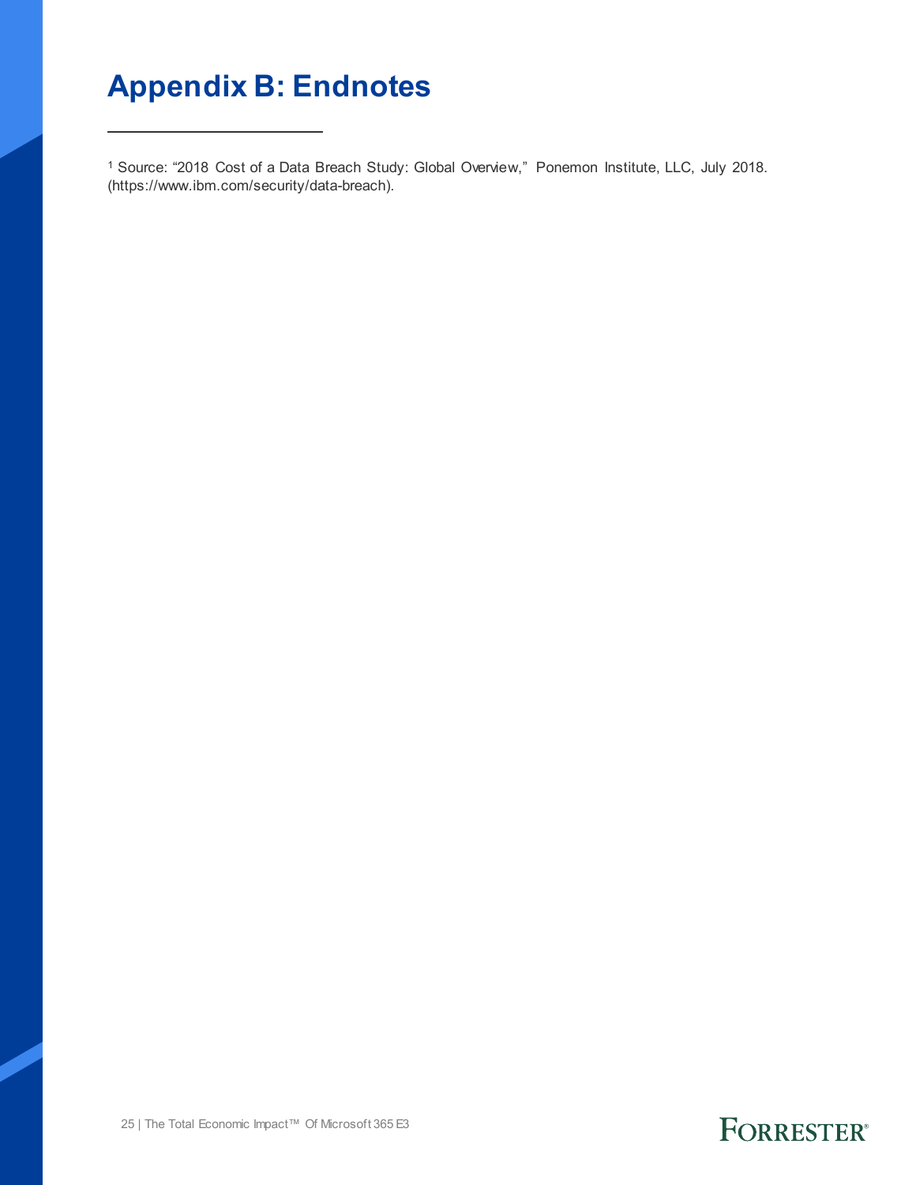# Appendix B: Endnotes

[1] Source: "2018 Cost of a Data Breach Study: Global Overview," Ponemon Institute, LLC, July 2018. (https://www.ibm.com/security/data-breach).